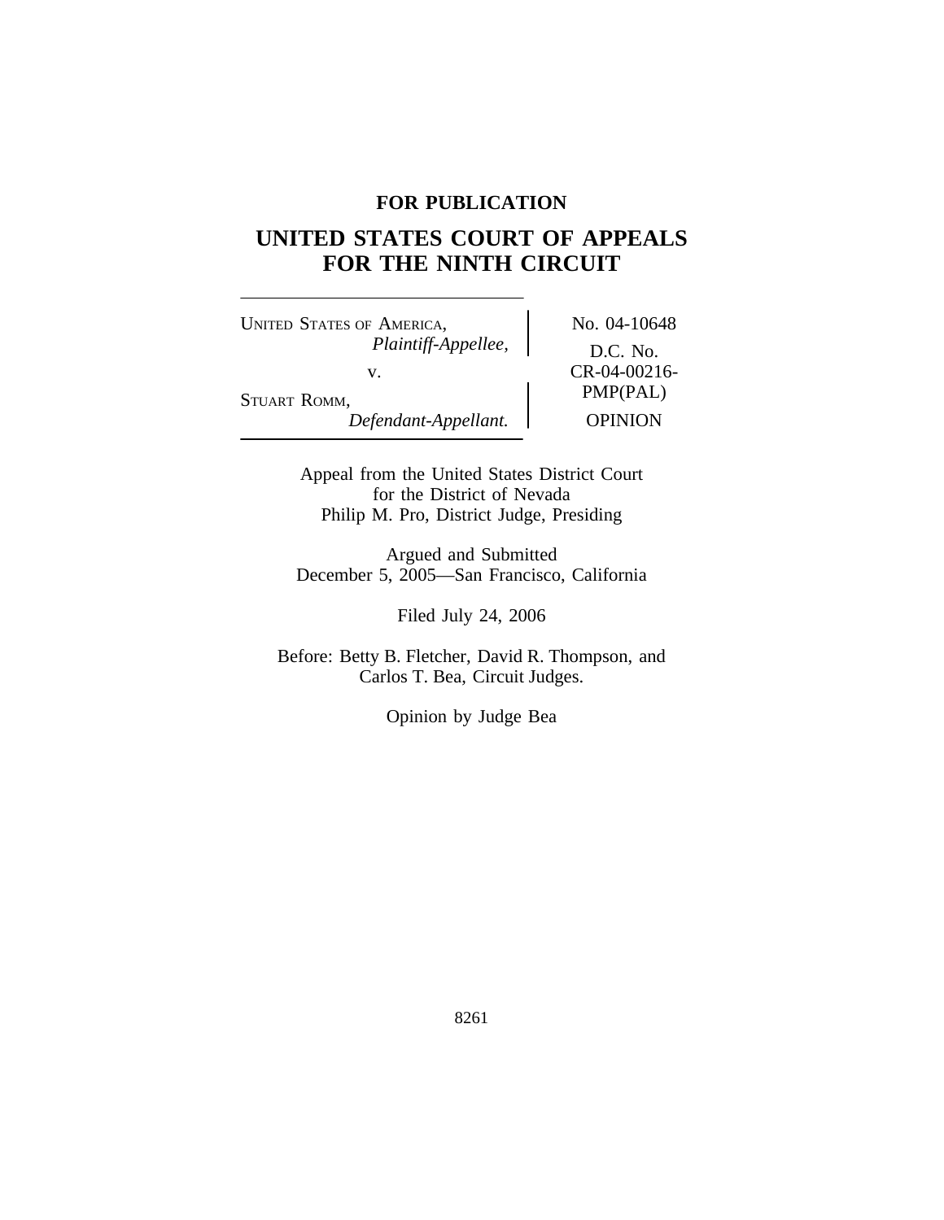**FOR PUBLICATION**

# UNITED STATES COURT OF APPEALS FOR THE NINTH CIRCUIT

| | |
|---|---|
| UNITED STATES OF AMERICA, *Plaintiff-Appellee,* v. STUART ROMM, *Defendant-Appellant.* | No. 04-10648 D.C. No. CR-04-00216-PMP(PAL) OPINION |

Appeal from the United States District Court
for the District of Nevada
Philip M. Pro, District Judge, Presiding

Argued and Submitted
December 5, 2005—San Francisco, California

Filed July 24, 2006

Before: Betty B. Fletcher, David R. Thompson, and
Carlos T. Bea, Circuit Judges.

Opinion by Judge Bea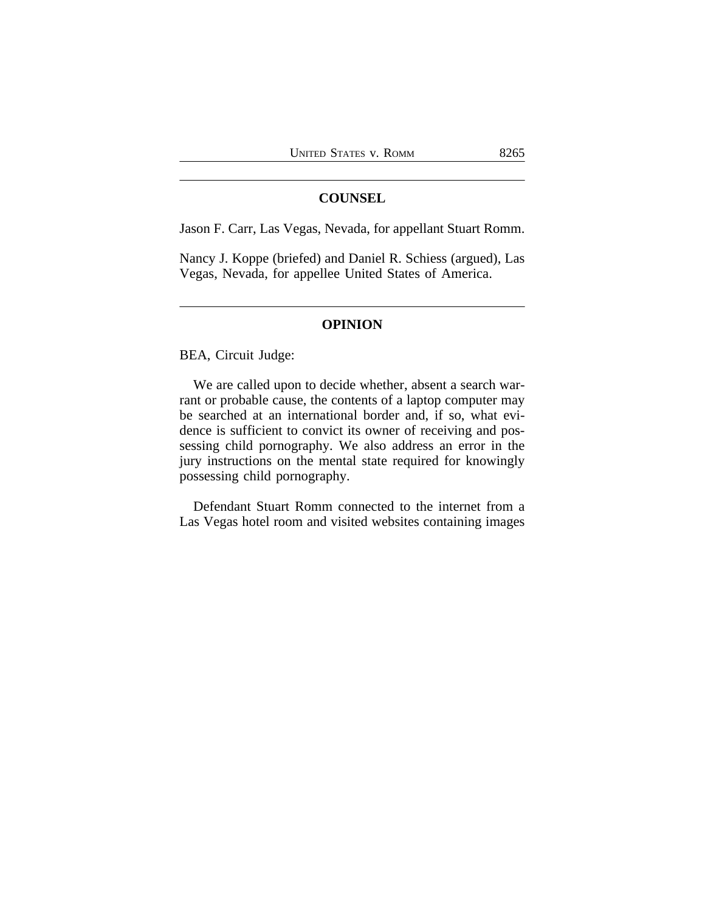## COUNSEL

Jason F. Carr, Las Vegas, Nevada, for appellant Stuart Romm.

Nancy J. Koppe (briefed) and Daniel R. Schiess (argued), Las Vegas, Nevada, for appellee United States of America.

## OPINION

BEA, Circuit Judge:

We are called upon to decide whether, absent a search warrant or probable cause, the contents of a laptop computer may be searched at an international border and, if so, what evidence is sufficient to convict its owner of receiving and possessing child pornography. We also address an error in the jury instructions on the mental state required for knowingly possessing child pornography.

Defendant Stuart Romm connected to the internet from a Las Vegas hotel room and visited websites containing images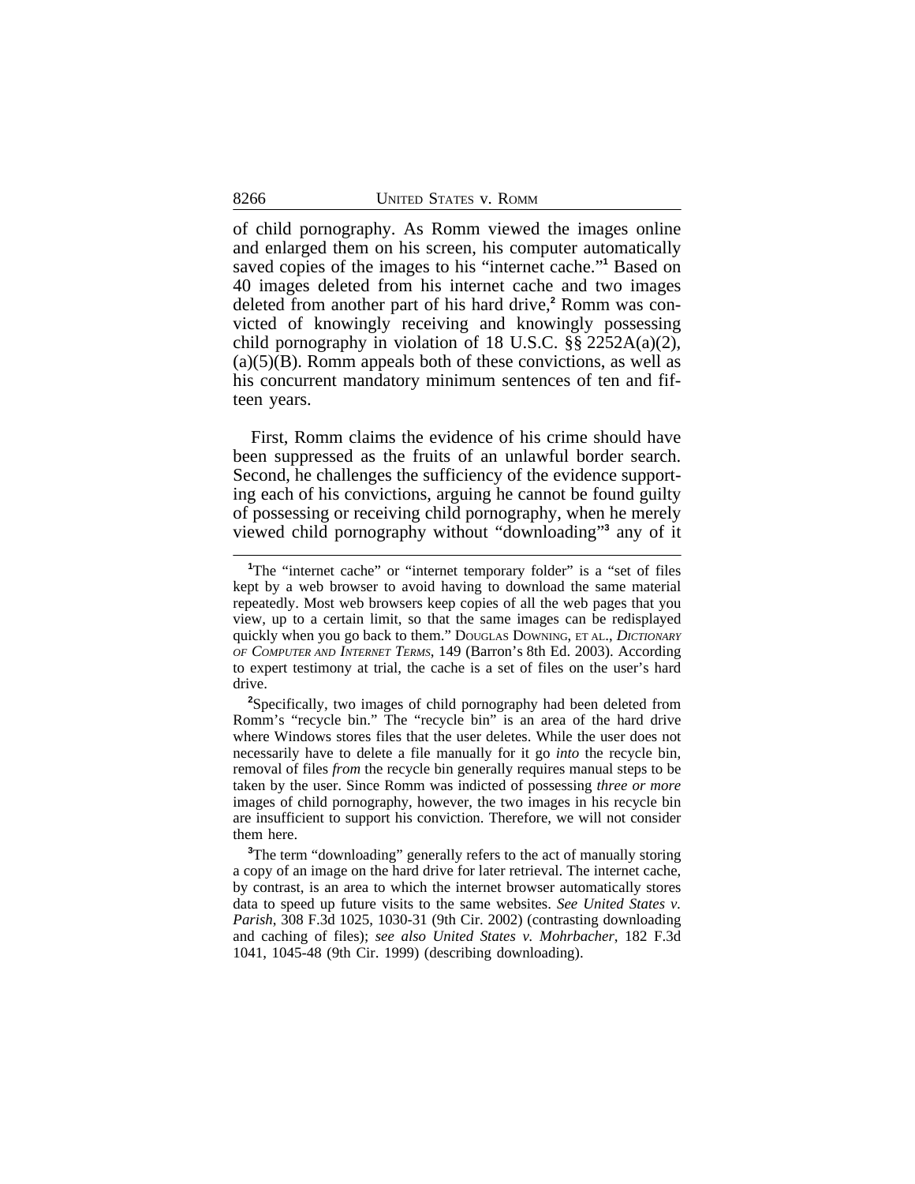of child pornography. As Romm viewed the images online and enlarged them on his screen, his computer automatically saved copies of the images to his "internet cache."[1] Based on 40 images deleted from his internet cache and two images deleted from another part of his hard drive,[2] Romm was convicted of knowingly receiving and knowingly possessing child pornography in violation of 18 U.S.C. §§ 2252A(a)(2), (a)(5)(B). Romm appeals both of these convictions, as well as his concurrent mandatory minimum sentences of ten and fifteen years.

First, Romm claims the evidence of his crime should have been suppressed as the fruits of an unlawful border search. Second, he challenges the sufficiency of the evidence supporting each of his convictions, arguing he cannot be found guilty of possessing or receiving child pornography, when he merely viewed child pornography without "downloading"[3] any of it

---

[1]The "internet cache" or "internet temporary folder" is a "set of files kept by a web browser to avoid having to download the same material repeatedly. Most web browsers keep copies of all the web pages that you view, up to a certain limit, so that the same images can be redisplayed quickly when you go back to them." DOUGLAS DOWNING, ET AL., *DICTIONARY OF COMPUTER AND INTERNET TERMS*, 149 (Barron's 8th Ed. 2003). According to expert testimony at trial, the cache is a set of files on the user's hard drive.

[2]Specifically, two images of child pornography had been deleted from Romm's "recycle bin." The "recycle bin" is an area of the hard drive where Windows stores files that the user deletes. While the user does not necessarily have to delete a file manually for it go *into* the recycle bin, removal of files *from* the recycle bin generally requires manual steps to be taken by the user. Since Romm was indicted of possessing *three or more* images of child pornography, however, the two images in his recycle bin are insufficient to support his conviction. Therefore, we will not consider them here.

[3]The term "downloading" generally refers to the act of manually storing a copy of an image on the hard drive for later retrieval. The internet cache, by contrast, is an area to which the internet browser automatically stores data to speed up future visits to the same websites. *See United States v. Parish*, 308 F.3d 1025, 1030-31 (9th Cir. 2002) (contrasting downloading and caching of files); *see also United States v. Mohrbacher*, 182 F.3d 1041, 1045-48 (9th Cir. 1999) (describing downloading).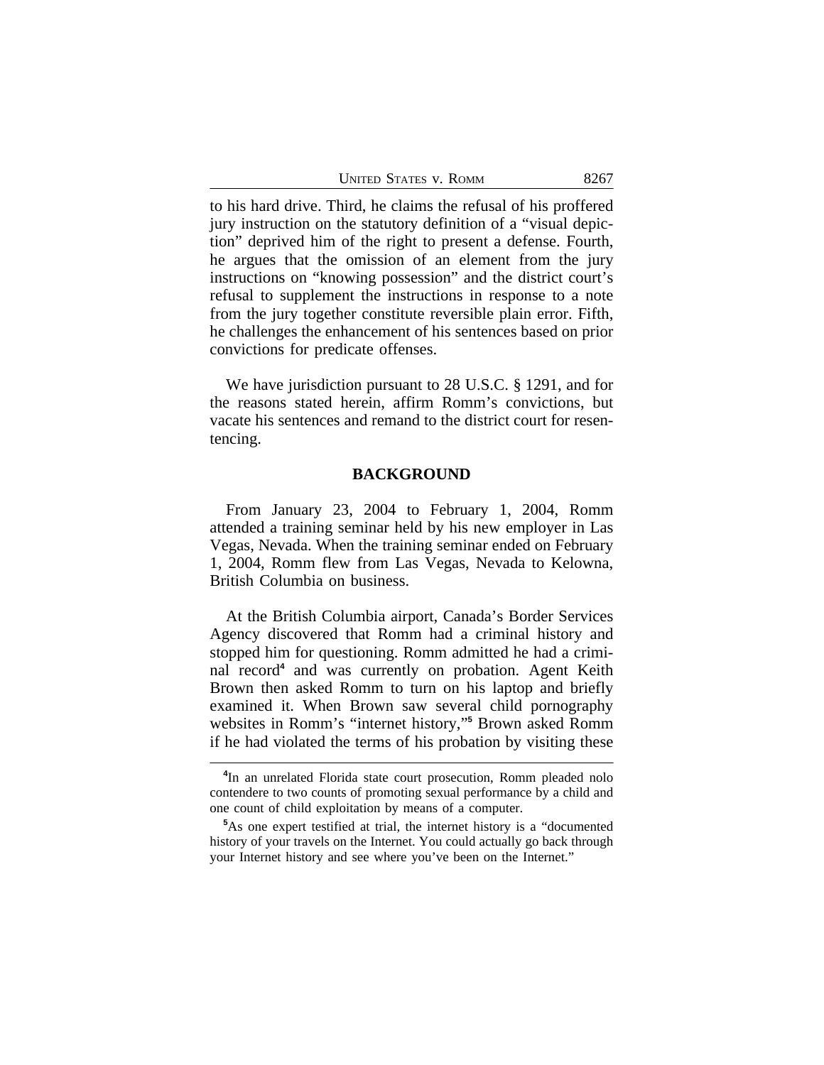to his hard drive. Third, he claims the refusal of his proffered jury instruction on the statutory definition of a "visual depiction" deprived him of the right to present a defense. Fourth, he argues that the omission of an element from the jury instructions on "knowing possession" and the district court's refusal to supplement the instructions in response to a note from the jury together constitute reversible plain error. Fifth, he challenges the enhancement of his sentences based on prior convictions for predicate offenses.

We have jurisdiction pursuant to 28 U.S.C. § 1291, and for the reasons stated herein, affirm Romm's convictions, but vacate his sentences and remand to the district court for resentencing.

## BACKGROUND

From January 23, 2004 to February 1, 2004, Romm attended a training seminar held by his new employer in Las Vegas, Nevada. When the training seminar ended on February 1, 2004, Romm flew from Las Vegas, Nevada to Kelowna, British Columbia on business.

At the British Columbia airport, Canada's Border Services Agency discovered that Romm had a criminal history and stopped him for questioning. Romm admitted he had a criminal record[4] and was currently on probation. Agent Keith Brown then asked Romm to turn on his laptop and briefly examined it. When Brown saw several child pornography websites in Romm's "internet history,"[5] Brown asked Romm if he had violated the terms of his probation by visiting these

---

[4]In an unrelated Florida state court prosecution, Romm pleaded nolo contendere to two counts of promoting sexual performance by a child and one count of child exploitation by means of a computer.

[5]As one expert testified at trial, the internet history is a "documented history of your travels on the Internet. You could actually go back through your Internet history and see where you've been on the Internet."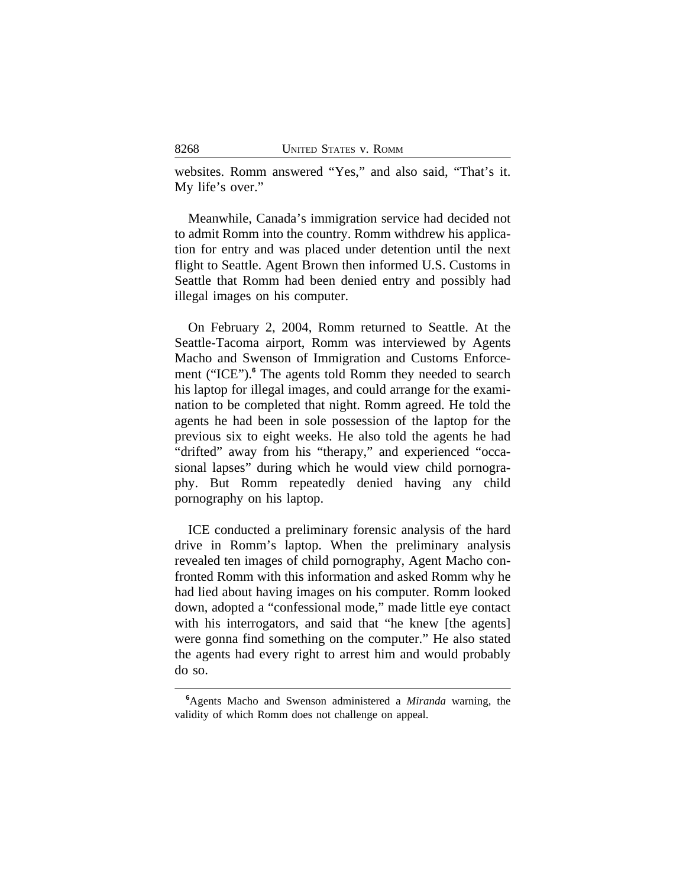websites. Romm answered "Yes," and also said, "That's it. My life's over."

Meanwhile, Canada's immigration service had decided not to admit Romm into the country. Romm withdrew his application for entry and was placed under detention until the next flight to Seattle. Agent Brown then informed U.S. Customs in Seattle that Romm had been denied entry and possibly had illegal images on his computer.

On February 2, 2004, Romm returned to Seattle. At the Seattle-Tacoma airport, Romm was interviewed by Agents Macho and Swenson of Immigration and Customs Enforcement ("ICE").[6] The agents told Romm they needed to search his laptop for illegal images, and could arrange for the examination to be completed that night. Romm agreed. He told the agents he had been in sole possession of the laptop for the previous six to eight weeks. He also told the agents he had "drifted" away from his "therapy," and experienced "occasional lapses" during which he would view child pornography. But Romm repeatedly denied having any child pornography on his laptop.

ICE conducted a preliminary forensic analysis of the hard drive in Romm's laptop. When the preliminary analysis revealed ten images of child pornography, Agent Macho confronted Romm with this information and asked Romm why he had lied about having images on his computer. Romm looked down, adopted a "confessional mode," made little eye contact with his interrogators, and said that "he knew [the agents] were gonna find something on the computer." He also stated the agents had every right to arrest him and would probably do so.

---

[6]Agents Macho and Swenson administered a *Miranda* warning, the validity of which Romm does not challenge on appeal.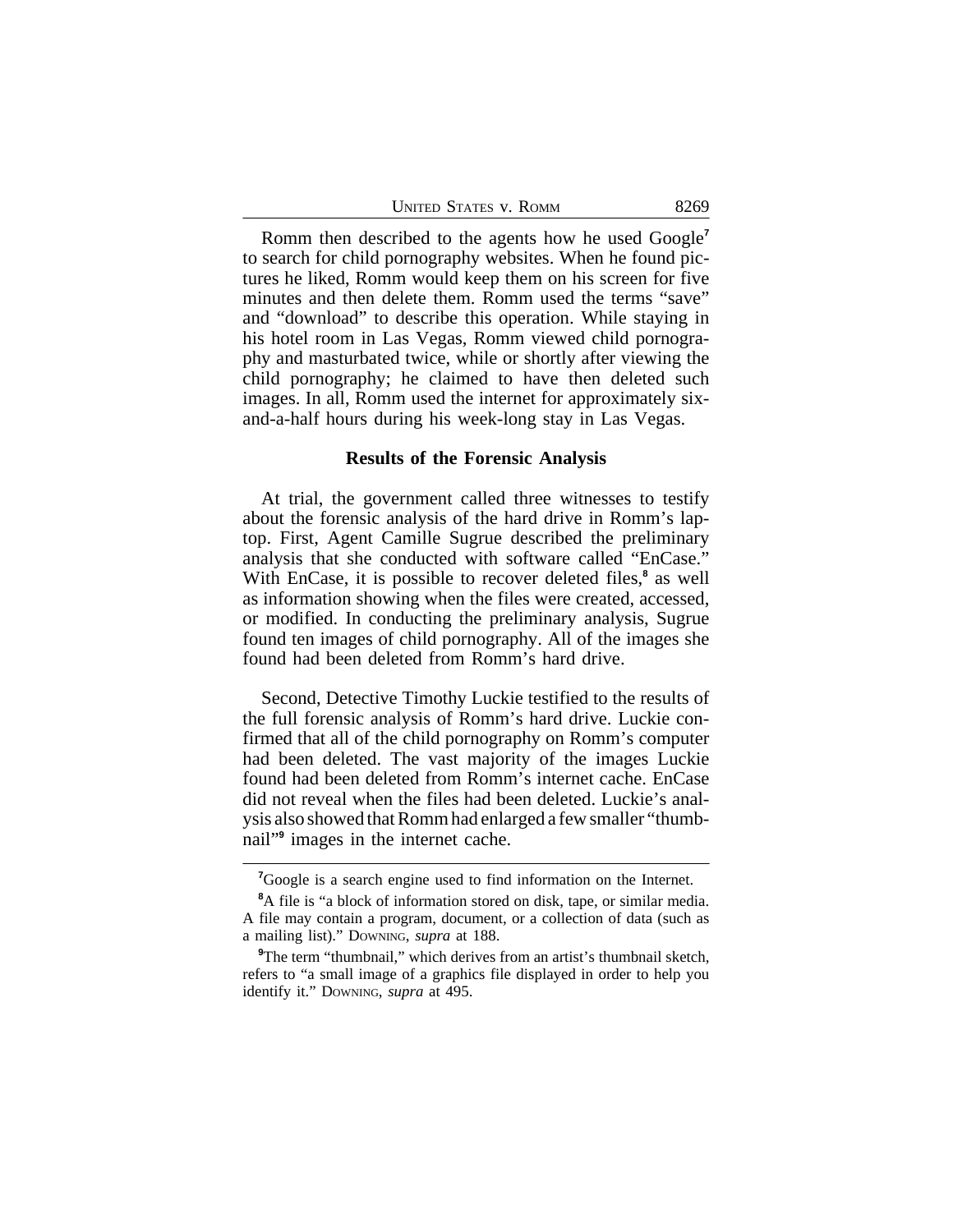Romm then described to the agents how he used Google[7] to search for child pornography websites. When he found pictures he liked, Romm would keep them on his screen for five minutes and then delete them. Romm used the terms "save" and "download" to describe this operation. While staying in his hotel room in Las Vegas, Romm viewed child pornography and masturbated twice, while or shortly after viewing the child pornography; he claimed to have then deleted such images. In all, Romm used the internet for approximately six-and-a-half hours during his week-long stay in Las Vegas.

### Results of the Forensic Analysis

At trial, the government called three witnesses to testify about the forensic analysis of the hard drive in Romm's laptop. First, Agent Camille Sugrue described the preliminary analysis that she conducted with software called "EnCase." With EnCase, it is possible to recover deleted files,[8] as well as information showing when the files were created, accessed, or modified. In conducting the preliminary analysis, Sugrue found ten images of child pornography. All of the images she found had been deleted from Romm's hard drive.

Second, Detective Timothy Luckie testified to the results of the full forensic analysis of Romm's hard drive. Luckie confirmed that all of the child pornography on Romm's computer had been deleted. The vast majority of the images Luckie found had been deleted from Romm's internet cache. EnCase did not reveal when the files had been deleted. Luckie's analysis also showed that Romm had enlarged a few smaller "thumbnail"[9] images in the internet cache.

---

[7] Google is a search engine used to find information on the Internet.

[8] A file is "a block of information stored on disk, tape, or similar media. A file may contain a program, document, or a collection of data (such as a mailing list)." DOWNING, *supra* at 188.

[9] The term "thumbnail," which derives from an artist's thumbnail sketch, refers to "a small image of a graphics file displayed in order to help you identify it." DOWNING, *supra* at 495.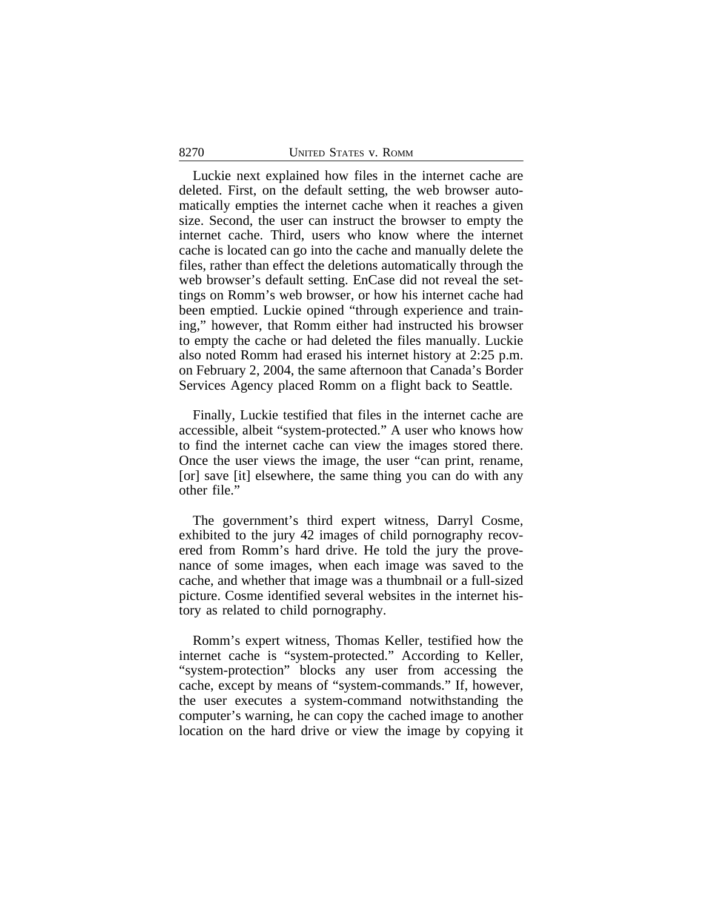Luckie next explained how files in the internet cache are deleted. First, on the default setting, the web browser automatically empties the internet cache when it reaches a given size. Second, the user can instruct the browser to empty the internet cache. Third, users who know where the internet cache is located can go into the cache and manually delete the files, rather than effect the deletions automatically through the web browser's default setting. EnCase did not reveal the settings on Romm's web browser, or how his internet cache had been emptied. Luckie opined "through experience and training," however, that Romm either had instructed his browser to empty the cache or had deleted the files manually. Luckie also noted Romm had erased his internet history at 2:25 p.m. on February 2, 2004, the same afternoon that Canada's Border Services Agency placed Romm on a flight back to Seattle.

Finally, Luckie testified that files in the internet cache are accessible, albeit "system-protected." A user who knows how to find the internet cache can view the images stored there. Once the user views the image, the user "can print, rename, [or] save [it] elsewhere, the same thing you can do with any other file."

The government's third expert witness, Darryl Cosme, exhibited to the jury 42 images of child pornography recovered from Romm's hard drive. He told the jury the provenance of some images, when each image was saved to the cache, and whether that image was a thumbnail or a full-sized picture. Cosme identified several websites in the internet history as related to child pornography.

Romm's expert witness, Thomas Keller, testified how the internet cache is "system-protected." According to Keller, "system-protection" blocks any user from accessing the cache, except by means of "system-commands." If, however, the user executes a system-command notwithstanding the computer's warning, he can copy the cached image to another location on the hard drive or view the image by copying it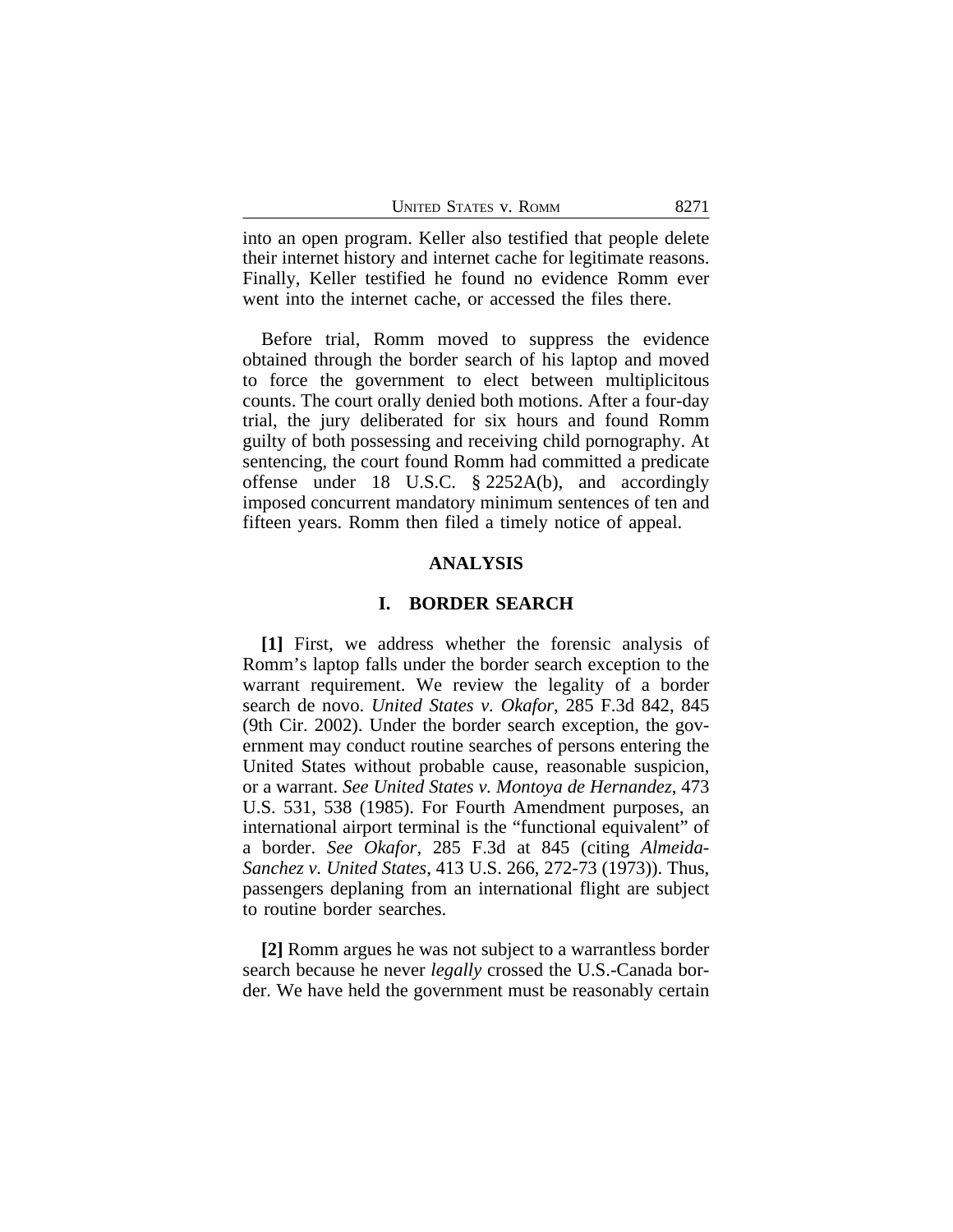into an open program. Keller also testified that people delete their internet history and internet cache for legitimate reasons. Finally, Keller testified he found no evidence Romm ever went into the internet cache, or accessed the files there.

Before trial, Romm moved to suppress the evidence obtained through the border search of his laptop and moved to force the government to elect between multiplicitous counts. The court orally denied both motions. After a four-day trial, the jury deliberated for six hours and found Romm guilty of both possessing and receiving child pornography. At sentencing, the court found Romm had committed a predicate offense under 18 U.S.C. § 2252A(b), and accordingly imposed concurrent mandatory minimum sentences of ten and fifteen years. Romm then filed a timely notice of appeal.

## ANALYSIS

### I. BORDER SEARCH

**[1]** First, we address whether the forensic analysis of Romm's laptop falls under the border search exception to the warrant requirement. We review the legality of a border search de novo. *United States v. Okafor*, 285 F.3d 842, 845 (9th Cir. 2002). Under the border search exception, the government may conduct routine searches of persons entering the United States without probable cause, reasonable suspicion, or a warrant. *See United States v. Montoya de Hernandez*, 473 U.S. 531, 538 (1985). For Fourth Amendment purposes, an international airport terminal is the "functional equivalent" of a border. *See Okafor*, 285 F.3d at 845 (citing *Almeida-Sanchez v. United States*, 413 U.S. 266, 272-73 (1973)). Thus, passengers deplaning from an international flight are subject to routine border searches.

**[2]** Romm argues he was not subject to a warrantless border search because he never *legally* crossed the U.S.-Canada border. We have held the government must be reasonably certain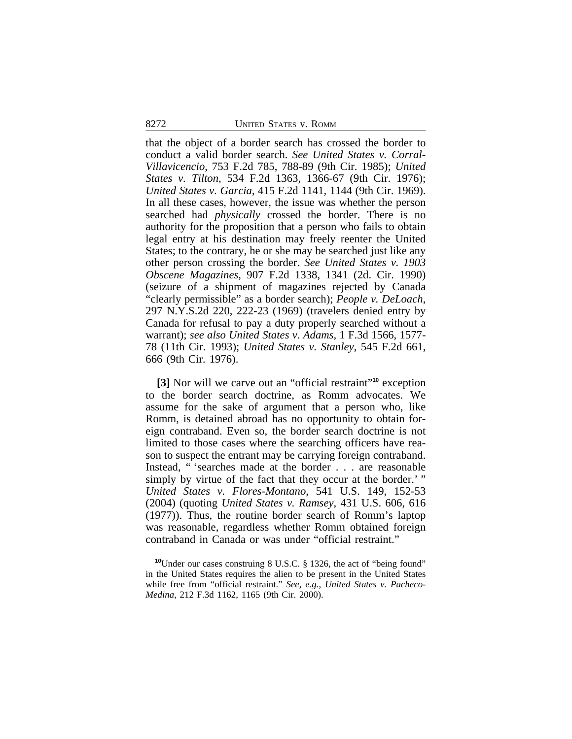that the object of a border search has crossed the border to conduct a valid border search. *See United States v. Corral-Villavicencio*, 753 F.2d 785, 788-89 (9th Cir. 1985); *United States v. Tilton*, 534 F.2d 1363, 1366-67 (9th Cir. 1976); *United States v. Garcia*, 415 F.2d 1141, 1144 (9th Cir. 1969). In all these cases, however, the issue was whether the person searched had *physically* crossed the border. There is no authority for the proposition that a person who fails to obtain legal entry at his destination may freely reenter the United States; to the contrary, he or she may be searched just like any other person crossing the border. *See United States v. 1903 Obscene Magazines*, 907 F.2d 1338, 1341 (2d. Cir. 1990) (seizure of a shipment of magazines rejected by Canada "clearly permissible" as a border search); *People v. DeLoach*, 297 N.Y.S.2d 220, 222-23 (1969) (travelers denied entry by Canada for refusal to pay a duty properly searched without a warrant); *see also United States v. Adams*, 1 F.3d 1566, 1577-78 (11th Cir. 1993); *United States v. Stanley*, 545 F.2d 661, 666 (9th Cir. 1976).

**[3]** Nor will we carve out an "official restraint"[10] exception to the border search doctrine, as Romm advocates. We assume for the sake of argument that a person who, like Romm, is detained abroad has no opportunity to obtain foreign contraband. Even so, the border search doctrine is not limited to those cases where the searching officers have reason to suspect the entrant may be carrying foreign contraband. Instead, " 'searches made at the border . . . are reasonable simply by virtue of the fact that they occur at the border.' " *United States v. Flores-Montano*, 541 U.S. 149, 152-53 (2004) (quoting *United States v. Ramsey*, 431 U.S. 606, 616 (1977)). Thus, the routine border search of Romm's laptop was reasonable, regardless whether Romm obtained foreign contraband in Canada or was under "official restraint."

[10]Under our cases construing 8 U.S.C. § 1326, the act of "being found" in the United States requires the alien to be present in the United States while free from "official restraint." *See, e.g., United States v. Pacheco-Medina*, 212 F.3d 1162, 1165 (9th Cir. 2000).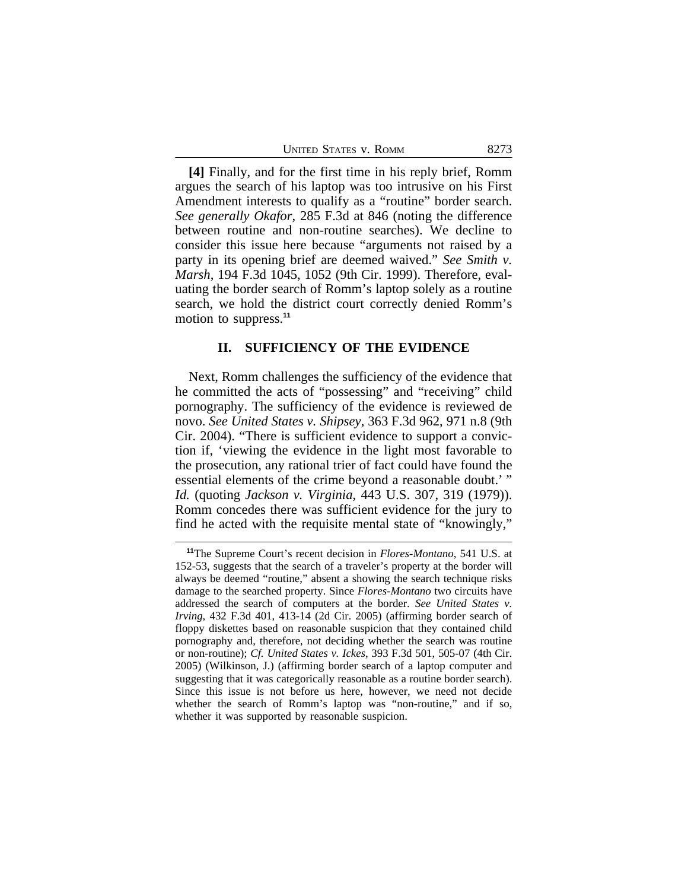**[4]** Finally, and for the first time in his reply brief, Romm argues the search of his laptop was too intrusive on his First Amendment interests to qualify as a "routine" border search. *See generally Okafor*, 285 F.3d at 846 (noting the difference between routine and non-routine searches). We decline to consider this issue here because "arguments not raised by a party in its opening brief are deemed waived." *See Smith v. Marsh*, 194 F.3d 1045, 1052 (9th Cir. 1999). Therefore, evaluating the border search of Romm's laptop solely as a routine search, we hold the district court correctly denied Romm's motion to suppress.[11]

## II. SUFFICIENCY OF THE EVIDENCE

Next, Romm challenges the sufficiency of the evidence that he committed the acts of "possessing" and "receiving" child pornography. The sufficiency of the evidence is reviewed de novo. *See United States v. Shipsey*, 363 F.3d 962, 971 n.8 (9th Cir. 2004). "There is sufficient evidence to support a conviction if, 'viewing the evidence in the light most favorable to the prosecution, any rational trier of fact could have found the essential elements of the crime beyond a reasonable doubt.' " *Id.* (quoting *Jackson v. Virginia*, 443 U.S. 307, 319 (1979)). Romm concedes there was sufficient evidence for the jury to find he acted with the requisite mental state of "knowingly,"

---

[11]The Supreme Court's recent decision in *Flores-Montano*, 541 U.S. at 152-53, suggests that the search of a traveler's property at the border will always be deemed "routine," absent a showing the search technique risks damage to the searched property. Since *Flores-Montano* two circuits have addressed the search of computers at the border. *See United States v. Irving*, 432 F.3d 401, 413-14 (2d Cir. 2005) (affirming border search of floppy diskettes based on reasonable suspicion that they contained child pornography and, therefore, not deciding whether the search was routine or non-routine); *Cf. United States v. Ickes*, 393 F.3d 501, 505-07 (4th Cir. 2005) (Wilkinson, J.) (affirming border search of a laptop computer and suggesting that it was categorically reasonable as a routine border search). Since this issue is not before us here, however, we need not decide whether the search of Romm's laptop was "non-routine," and if so, whether it was supported by reasonable suspicion.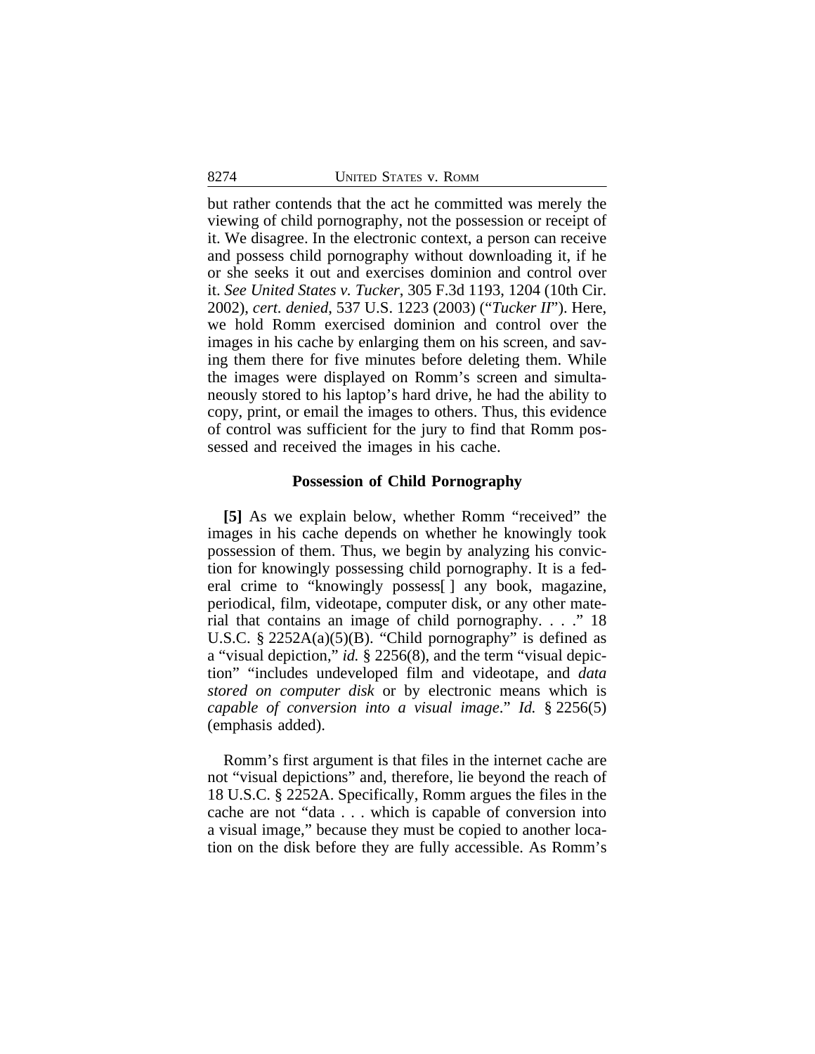but rather contends that the act he committed was merely the viewing of child pornography, not the possession or receipt of it. We disagree. In the electronic context, a person can receive and possess child pornography without downloading it, if he or she seeks it out and exercises dominion and control over it. *See United States v. Tucker*, 305 F.3d 1193, 1204 (10th Cir. 2002), *cert. denied*, 537 U.S. 1223 (2003) ("*Tucker II*"). Here, we hold Romm exercised dominion and control over the images in his cache by enlarging them on his screen, and saving them there for five minutes before deleting them. While the images were displayed on Romm's screen and simultaneously stored to his laptop's hard drive, he had the ability to copy, print, or email the images to others. Thus, this evidence of control was sufficient for the jury to find that Romm possessed and received the images in his cache.

### Possession of Child Pornography

**[5]** As we explain below, whether Romm "received" the images in his cache depends on whether he knowingly took possession of them. Thus, we begin by analyzing his conviction for knowingly possessing child pornography. It is a federal crime to "knowingly possess[ ] any book, magazine, periodical, film, videotape, computer disk, or any other material that contains an image of child pornography. . . ." 18 U.S.C. § 2252A(a)(5)(B). "Child pornography" is defined as a "visual depiction," *id.* § 2256(8), and the term "visual depiction" "includes undeveloped film and videotape, and *data stored on computer disk* or by electronic means which is *capable of conversion into a visual image*." *Id.* § 2256(5) (emphasis added).

Romm's first argument is that files in the internet cache are not "visual depictions" and, therefore, lie beyond the reach of 18 U.S.C. § 2252A. Specifically, Romm argues the files in the cache are not "data . . . which is capable of conversion into a visual image," because they must be copied to another location on the disk before they are fully accessible. As Romm's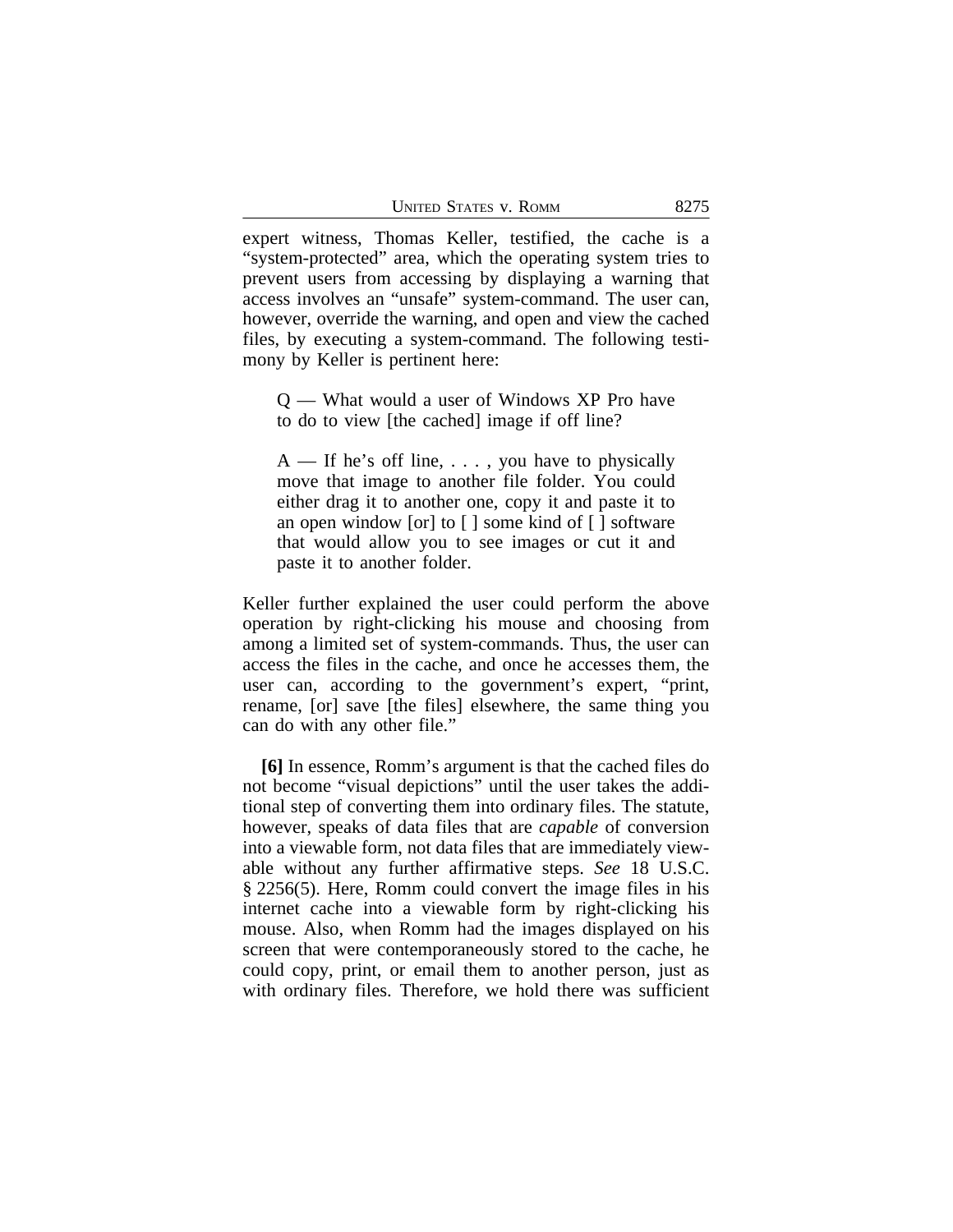expert witness, Thomas Keller, testified, the cache is a "system-protected" area, which the operating system tries to prevent users from accessing by displaying a warning that access involves an "unsafe" system-command. The user can, however, override the warning, and open and view the cached files, by executing a system-command. The following testimony by Keller is pertinent here:

> Q — What would a user of Windows XP Pro have to do to view [the cached] image if off line?
>
> A — If he's off line, . . . , you have to physically move that image to another file folder. You could either drag it to another one, copy it and paste it to an open window [or] to [ ] some kind of [ ] software that would allow you to see images or cut it and paste it to another folder.

Keller further explained the user could perform the above operation by right-clicking his mouse and choosing from among a limited set of system-commands. Thus, the user can access the files in the cache, and once he accesses them, the user can, according to the government's expert, "print, rename, [or] save [the files] elsewhere, the same thing you can do with any other file."

**[6]** In essence, Romm's argument is that the cached files do not become "visual depictions" until the user takes the additional step of converting them into ordinary files. The statute, however, speaks of data files that are *capable* of conversion into a viewable form, not data files that are immediately viewable without any further affirmative steps. *See* 18 U.S.C. § 2256(5). Here, Romm could convert the image files in his internet cache into a viewable form by right-clicking his mouse. Also, when Romm had the images displayed on his screen that were contemporaneously stored to the cache, he could copy, print, or email them to another person, just as with ordinary files. Therefore, we hold there was sufficient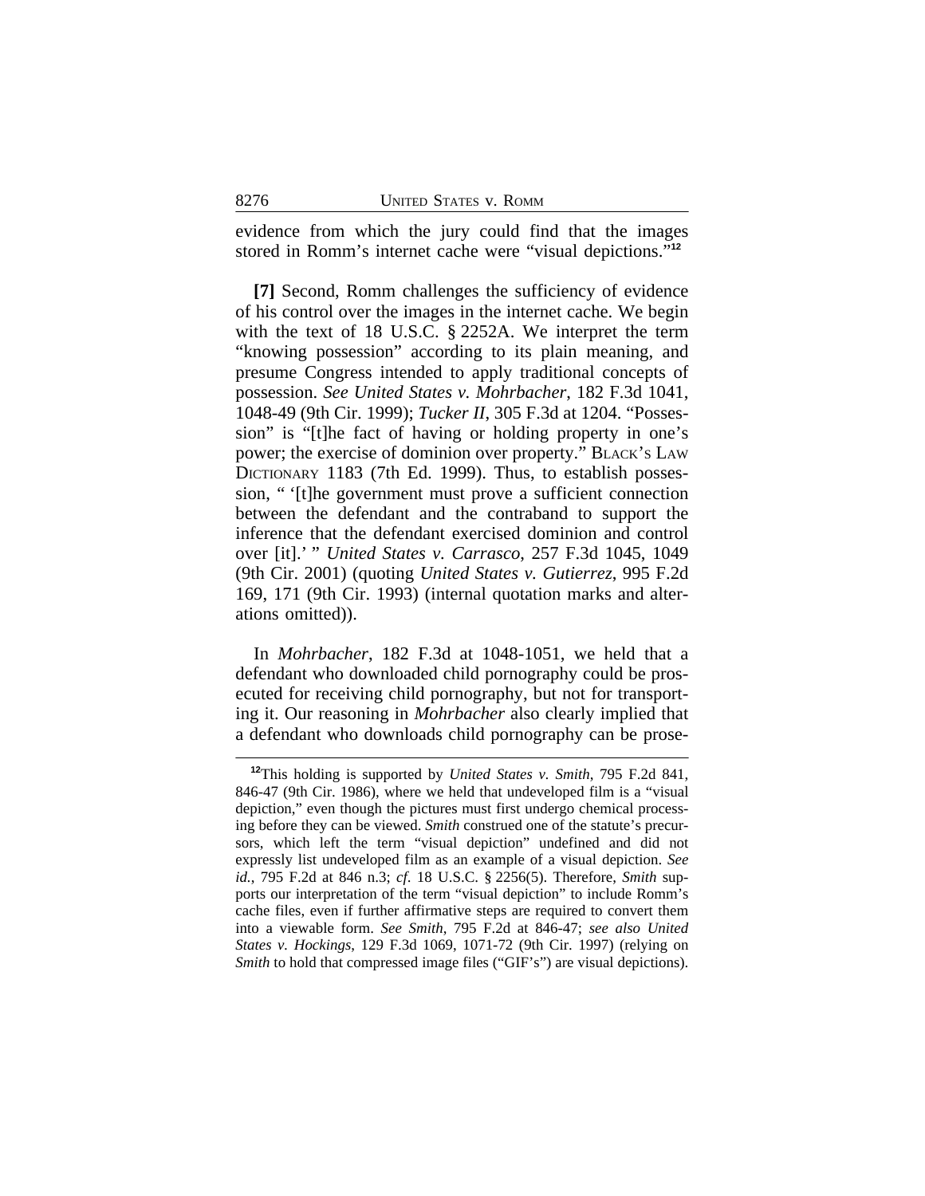evidence from which the jury could find that the images stored in Romm's internet cache were "visual depictions."[12]

**[7]** Second, Romm challenges the sufficiency of evidence of his control over the images in the internet cache. We begin with the text of 18 U.S.C. § 2252A. We interpret the term "knowing possession" according to its plain meaning, and presume Congress intended to apply traditional concepts of possession. *See United States v. Mohrbacher*, 182 F.3d 1041, 1048-49 (9th Cir. 1999); *Tucker II*, 305 F.3d at 1204. "Possession" is "[t]he fact of having or holding property in one's power; the exercise of dominion over property." BLACK'S LAW DICTIONARY 1183 (7th Ed. 1999). Thus, to establish possession, " '[t]he government must prove a sufficient connection between the defendant and the contraband to support the inference that the defendant exercised dominion and control over [it].' " *United States v. Carrasco*, 257 F.3d 1045, 1049 (9th Cir. 2001) (quoting *United States v. Gutierrez*, 995 F.2d 169, 171 (9th Cir. 1993) (internal quotation marks and alterations omitted)).

In *Mohrbacher*, 182 F.3d at 1048-1051, we held that a defendant who downloaded child pornography could be prosecuted for receiving child pornography, but not for transporting it. Our reasoning in *Mohrbacher* also clearly implied that a defendant who downloads child pornography can be prose-

---

[12]This holding is supported by *United States v. Smith*, 795 F.2d 841, 846-47 (9th Cir. 1986), where we held that undeveloped film is a "visual depiction," even though the pictures must first undergo chemical processing before they can be viewed. *Smith* construed one of the statute's precursors, which left the term "visual depiction" undefined and did not expressly list undeveloped film as an example of a visual depiction. *See id.*, 795 F.2d at 846 n.3; *cf*. 18 U.S.C. § 2256(5). Therefore, *Smith* supports our interpretation of the term "visual depiction" to include Romm's cache files, even if further affirmative steps are required to convert them into a viewable form. *See Smith*, 795 F.2d at 846-47; *see also United States v. Hockings*, 129 F.3d 1069, 1071-72 (9th Cir. 1997) (relying on *Smith* to hold that compressed image files ("GIF's") are visual depictions).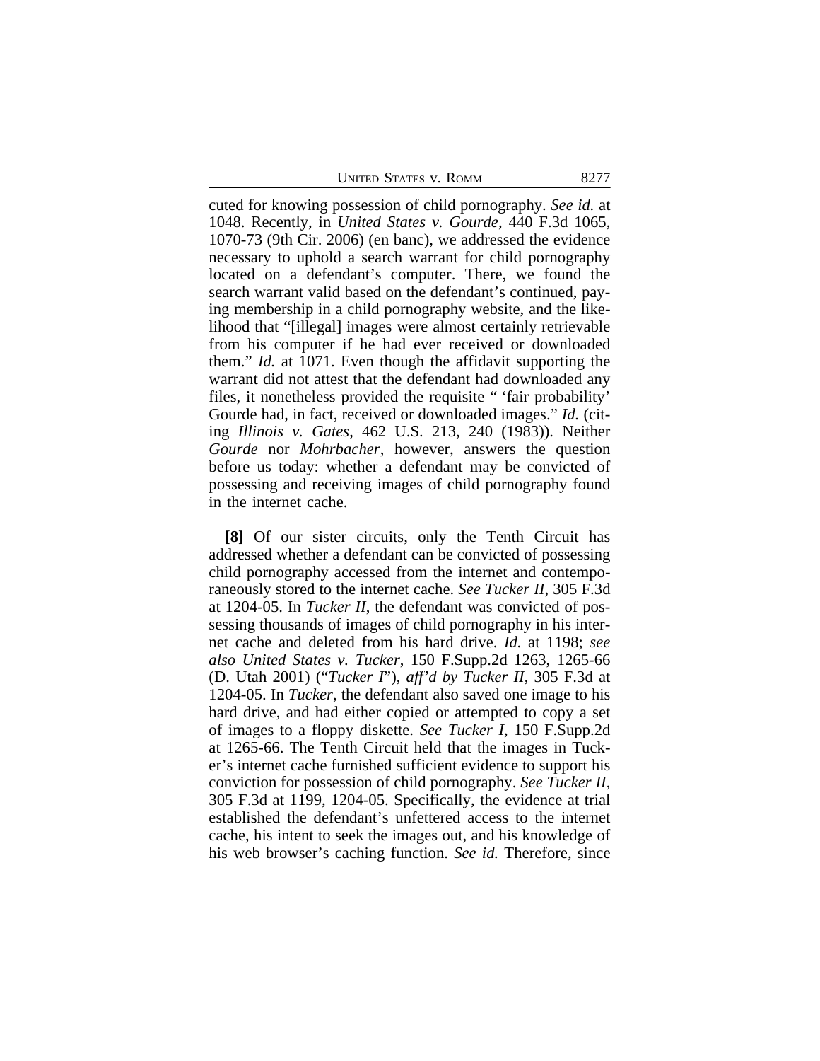cuted for knowing possession of child pornography. *See id.* at 1048. Recently, in *United States v. Gourde*, 440 F.3d 1065, 1070-73 (9th Cir. 2006) (en banc), we addressed the evidence necessary to uphold a search warrant for child pornography located on a defendant's computer. There, we found the search warrant valid based on the defendant's continued, paying membership in a child pornography website, and the likelihood that "[illegal] images were almost certainly retrievable from his computer if he had ever received or downloaded them." *Id.* at 1071. Even though the affidavit supporting the warrant did not attest that the defendant had downloaded any files, it nonetheless provided the requisite " 'fair probability' Gourde had, in fact, received or downloaded images." *Id.* (citing *Illinois v. Gates*, 462 U.S. 213, 240 (1983)). Neither *Gourde* nor *Mohrbacher*, however, answers the question before us today: whether a defendant may be convicted of possessing and receiving images of child pornography found in the internet cache.

**[8]** Of our sister circuits, only the Tenth Circuit has addressed whether a defendant can be convicted of possessing child pornography accessed from the internet and contemporaneously stored to the internet cache. *See Tucker II*, 305 F.3d at 1204-05. In *Tucker II*, the defendant was convicted of possessing thousands of images of child pornography in his internet cache and deleted from his hard drive. *Id.* at 1198; *see also United States v. Tucker*, 150 F.Supp.2d 1263, 1265-66 (D. Utah 2001) ("*Tucker I*"), *aff'd by Tucker II*, 305 F.3d at 1204-05. In *Tucker*, the defendant also saved one image to his hard drive, and had either copied or attempted to copy a set of images to a floppy diskette. *See Tucker I*, 150 F.Supp.2d at 1265-66. The Tenth Circuit held that the images in Tucker's internet cache furnished sufficient evidence to support his conviction for possession of child pornography. *See Tucker II*, 305 F.3d at 1199, 1204-05. Specifically, the evidence at trial established the defendant's unfettered access to the internet cache, his intent to seek the images out, and his knowledge of his web browser's caching function. *See id.* Therefore, since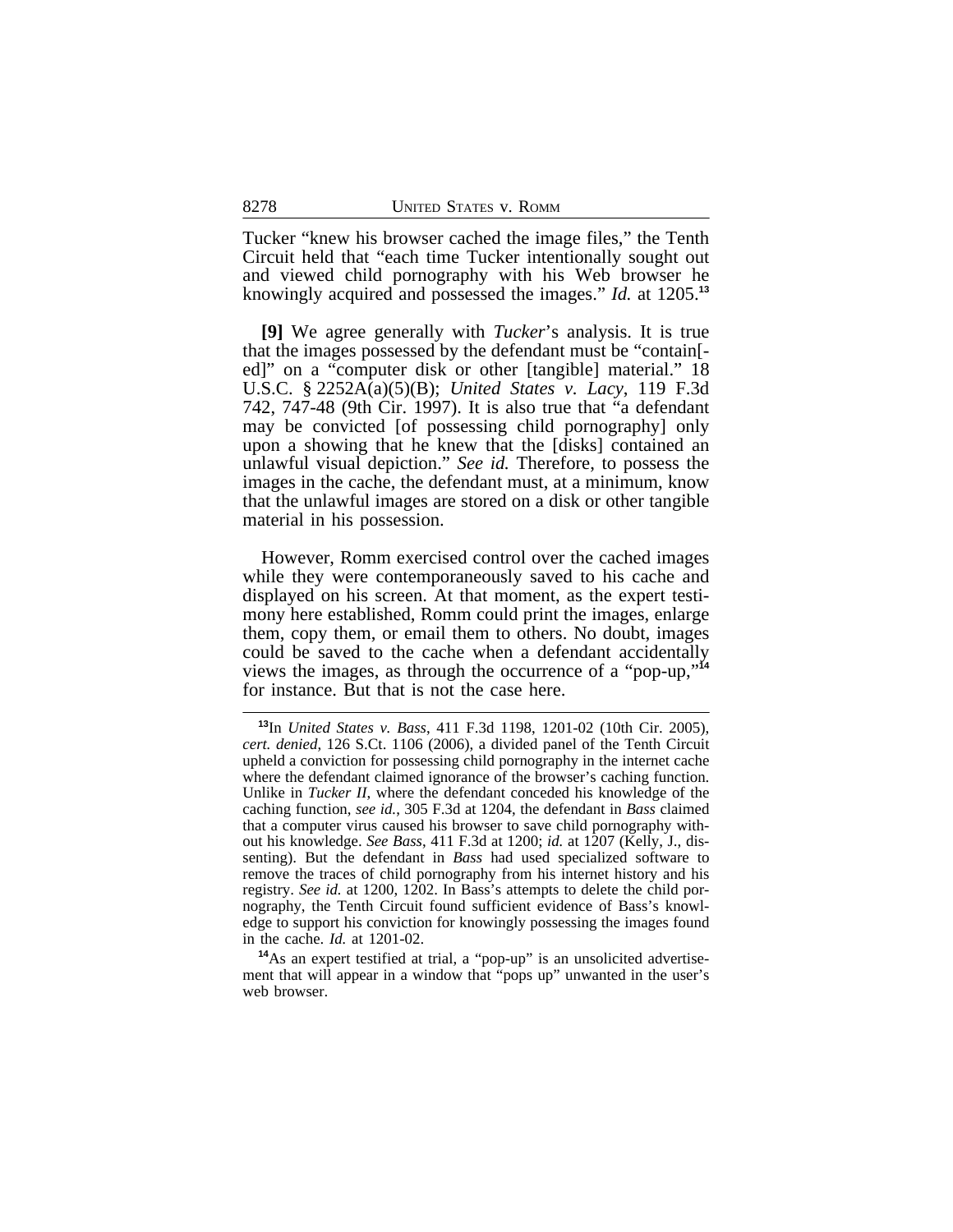Tucker "knew his browser cached the image files," the Tenth Circuit held that "each time Tucker intentionally sought out and viewed child pornography with his Web browser he knowingly acquired and possessed the images." *Id.* at 1205.[13]

**[9]** We agree generally with *Tucker*'s analysis. It is true that the images possessed by the defendant must be "contain[-ed]" on a "computer disk or other [tangible] material." 18 U.S.C. § 2252A(a)(5)(B); *United States v. Lacy*, 119 F.3d 742, 747-48 (9th Cir. 1997). It is also true that "a defendant may be convicted [of possessing child pornography] only upon a showing that he knew that the [disks] contained an unlawful visual depiction." *See id.* Therefore, to possess the images in the cache, the defendant must, at a minimum, know that the unlawful images are stored on a disk or other tangible material in his possession.

However, Romm exercised control over the cached images while they were contemporaneously saved to his cache and displayed on his screen. At that moment, as the expert testimony here established, Romm could print the images, enlarge them, copy them, or email them to others. No doubt, images could be saved to the cache when a defendant accidentally views the images, as through the occurrence of a "pop-up,"[14] for instance. But that is not the case here.

---

[13] In *United States v. Bass*, 411 F.3d 1198, 1201-02 (10th Cir. 2005), *cert. denied*, 126 S.Ct. 1106 (2006), a divided panel of the Tenth Circuit upheld a conviction for possessing child pornography in the internet cache where the defendant claimed ignorance of the browser's caching function. Unlike in *Tucker II*, where the defendant conceded his knowledge of the caching function, *see id.*, 305 F.3d at 1204, the defendant in *Bass* claimed that a computer virus caused his browser to save child pornography without his knowledge. *See Bass*, 411 F.3d at 1200; *id.* at 1207 (Kelly, J., dissenting). But the defendant in *Bass* had used specialized software to remove the traces of child pornography from his internet history and his registry. *See id.* at 1200, 1202. In Bass's attempts to delete the child pornography, the Tenth Circuit found sufficient evidence of Bass's knowledge to support his conviction for knowingly possessing the images found in the cache. *Id.* at 1201-02.

[14] As an expert testified at trial, a "pop-up" is an unsolicited advertisement that will appear in a window that "pops up" unwanted in the user's web browser.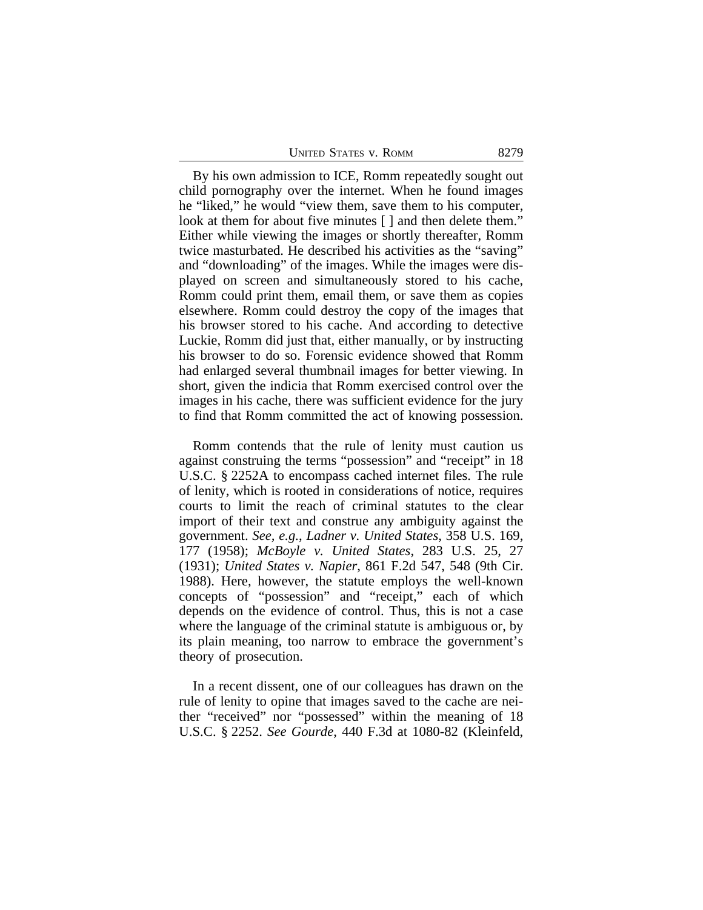By his own admission to ICE, Romm repeatedly sought out child pornography over the internet. When he found images he "liked," he would "view them, save them to his computer, look at them for about five minutes [ ] and then delete them." Either while viewing the images or shortly thereafter, Romm twice masturbated. He described his activities as the "saving" and "downloading" of the images. While the images were displayed on screen and simultaneously stored to his cache, Romm could print them, email them, or save them as copies elsewhere. Romm could destroy the copy of the images that his browser stored to his cache. And according to detective Luckie, Romm did just that, either manually, or by instructing his browser to do so. Forensic evidence showed that Romm had enlarged several thumbnail images for better viewing. In short, given the indicia that Romm exercised control over the images in his cache, there was sufficient evidence for the jury to find that Romm committed the act of knowing possession.

Romm contends that the rule of lenity must caution us against construing the terms "possession" and "receipt" in 18 U.S.C. § 2252A to encompass cached internet files. The rule of lenity, which is rooted in considerations of notice, requires courts to limit the reach of criminal statutes to the clear import of their text and construe any ambiguity against the government. *See, e.g.*, *Ladner v. United States*, 358 U.S. 169, 177 (1958); *McBoyle v. United States*, 283 U.S. 25, 27 (1931); *United States v. Napier*, 861 F.2d 547, 548 (9th Cir. 1988). Here, however, the statute employs the well-known concepts of "possession" and "receipt," each of which depends on the evidence of control. Thus, this is not a case where the language of the criminal statute is ambiguous or, by its plain meaning, too narrow to embrace the government's theory of prosecution.

In a recent dissent, one of our colleagues has drawn on the rule of lenity to opine that images saved to the cache are neither "received" nor "possessed" within the meaning of 18 U.S.C. § 2252. *See Gourde*, 440 F.3d at 1080-82 (Kleinfeld,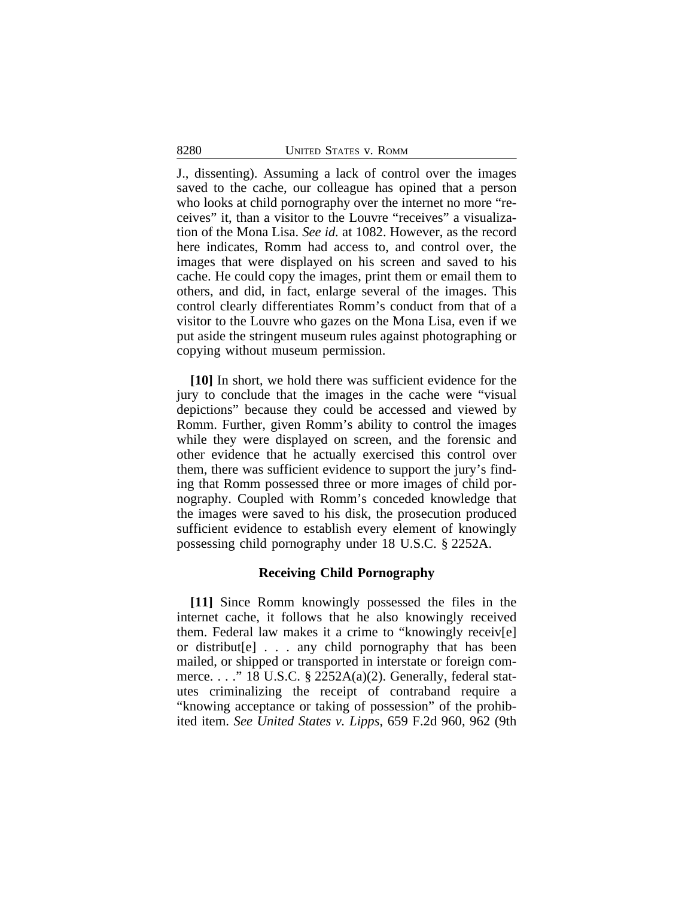J., dissenting). Assuming a lack of control over the images saved to the cache, our colleague has opined that a person who looks at child pornography over the internet no more "receives" it, than a visitor to the Louvre "receives" a visualization of the Mona Lisa. *See id.* at 1082. However, as the record here indicates, Romm had access to, and control over, the images that were displayed on his screen and saved to his cache. He could copy the images, print them or email them to others, and did, in fact, enlarge several of the images. This control clearly differentiates Romm's conduct from that of a visitor to the Louvre who gazes on the Mona Lisa, even if we put aside the stringent museum rules against photographing or copying without museum permission.

**[10]** In short, we hold there was sufficient evidence for the jury to conclude that the images in the cache were "visual depictions" because they could be accessed and viewed by Romm. Further, given Romm's ability to control the images while they were displayed on screen, and the forensic and other evidence that he actually exercised this control over them, there was sufficient evidence to support the jury's finding that Romm possessed three or more images of child pornography. Coupled with Romm's conceded knowledge that the images were saved to his disk, the prosecution produced sufficient evidence to establish every element of knowingly possessing child pornography under 18 U.S.C. § 2252A.

### Receiving Child Pornography

**[11]** Since Romm knowingly possessed the files in the internet cache, it follows that he also knowingly received them. Federal law makes it a crime to "knowingly receiv[e] or distribut[e] . . . any child pornography that has been mailed, or shipped or transported in interstate or foreign commerce. . . ." 18 U.S.C. § 2252A(a)(2). Generally, federal statutes criminalizing the receipt of contraband require a "knowing acceptance or taking of possession" of the prohibited item. *See United States v. Lipps*, 659 F.2d 960, 962 (9th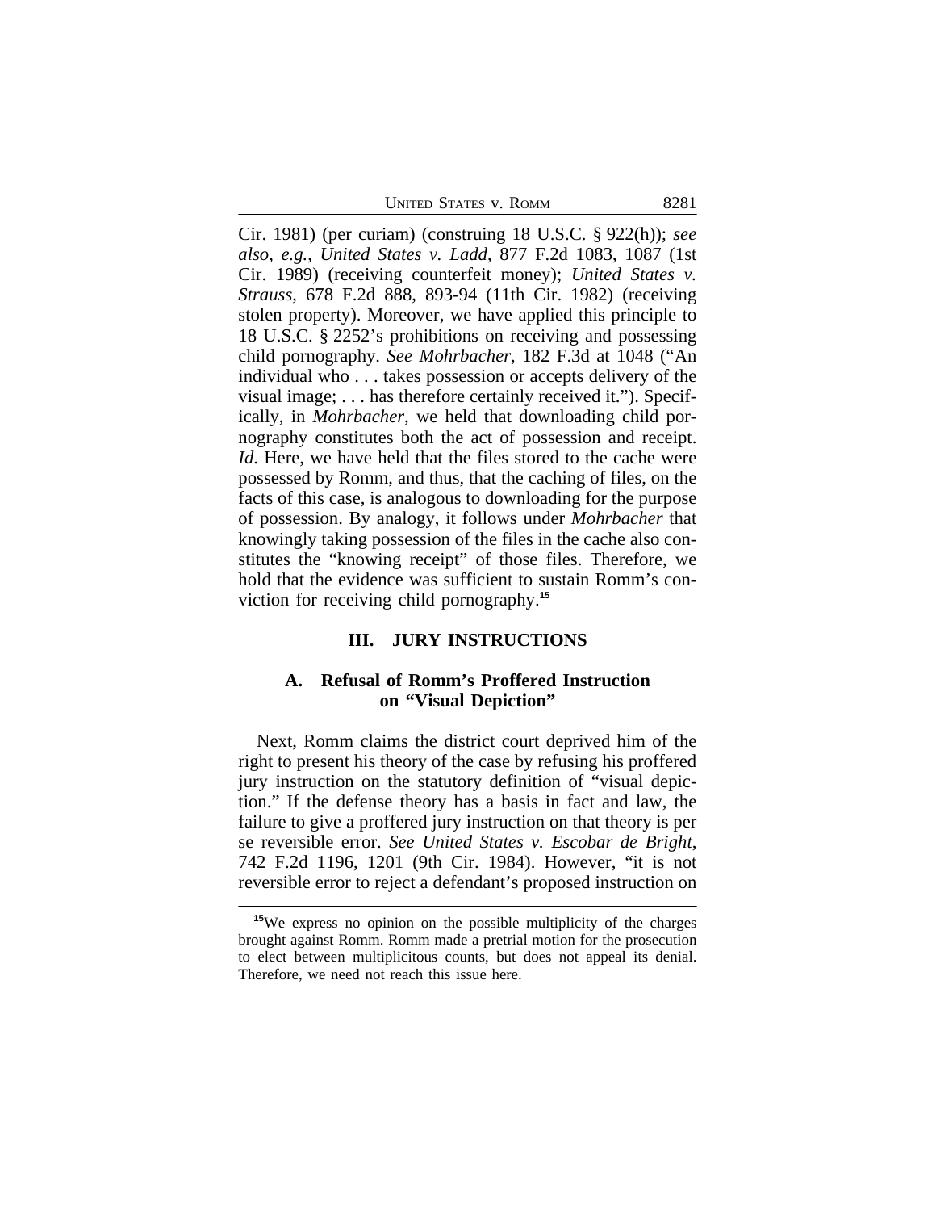Cir. 1981) (per curiam) (construing 18 U.S.C. § 922(h)); *see also, e.g.*, *United States v. Ladd*, 877 F.2d 1083, 1087 (1st Cir. 1989) (receiving counterfeit money); *United States v. Strauss*, 678 F.2d 888, 893-94 (11th Cir. 1982) (receiving stolen property). Moreover, we have applied this principle to 18 U.S.C. § 2252's prohibitions on receiving and possessing child pornography. *See Mohrbacher*, 182 F.3d at 1048 ("An individual who . . . takes possession or accepts delivery of the visual image; . . . has therefore certainly received it."). Specifically, in *Mohrbacher*, we held that downloading child pornography constitutes both the act of possession and receipt. *Id*. Here, we have held that the files stored to the cache were possessed by Romm, and thus, that the caching of files, on the facts of this case, is analogous to downloading for the purpose of possession. By analogy, it follows under *Mohrbacher* that knowingly taking possession of the files in the cache also constitutes the "knowing receipt" of those files. Therefore, we hold that the evidence was sufficient to sustain Romm's conviction for receiving child pornography.[15]

## III. JURY INSTRUCTIONS

### A. Refusal of Romm's Proffered Instruction on "Visual Depiction"

Next, Romm claims the district court deprived him of the right to present his theory of the case by refusing his proffered jury instruction on the statutory definition of "visual depiction." If the defense theory has a basis in fact and law, the failure to give a proffered jury instruction on that theory is per se reversible error. *See United States v. Escobar de Bright*, 742 F.2d 1196, 1201 (9th Cir. 1984). However, "it is not reversible error to reject a defendant's proposed instruction on

[15]We express no opinion on the possible multiplicity of the charges brought against Romm. Romm made a pretrial motion for the prosecution to elect between multiplicitous counts, but does not appeal its denial. Therefore, we need not reach this issue here.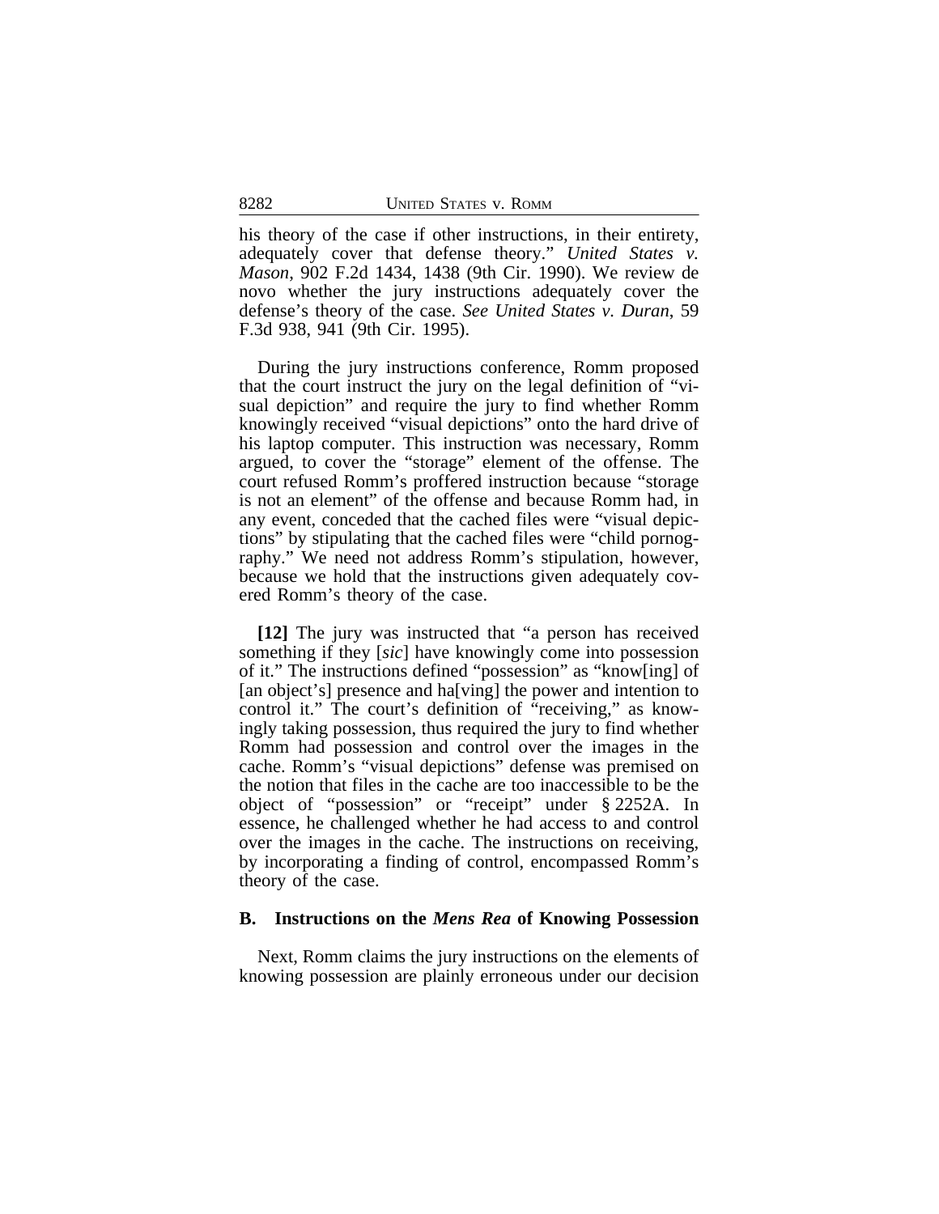his theory of the case if other instructions, in their entirety, adequately cover that defense theory." *United States v. Mason*, 902 F.2d 1434, 1438 (9th Cir. 1990). We review de novo whether the jury instructions adequately cover the defense's theory of the case. *See United States v. Duran*, 59 F.3d 938, 941 (9th Cir. 1995).

During the jury instructions conference, Romm proposed that the court instruct the jury on the legal definition of "visual depiction" and require the jury to find whether Romm knowingly received "visual depictions" onto the hard drive of his laptop computer. This instruction was necessary, Romm argued, to cover the "storage" element of the offense. The court refused Romm's proffered instruction because "storage is not an element" of the offense and because Romm had, in any event, conceded that the cached files were "visual depictions" by stipulating that the cached files were "child pornography." We need not address Romm's stipulation, however, because we hold that the instructions given adequately covered Romm's theory of the case.

**[12]** The jury was instructed that "a person has received something if they [*sic*] have knowingly come into possession of it." The instructions defined "possession" as "know[ing] of [an object's] presence and ha[ving] the power and intention to control it." The court's definition of "receiving," as knowingly taking possession, thus required the jury to find whether Romm had possession and control over the images in the cache. Romm's "visual depictions" defense was premised on the notion that files in the cache are too inaccessible to be the object of "possession" or "receipt" under § 2252A. In essence, he challenged whether he had access to and control over the images in the cache. The instructions on receiving, by incorporating a finding of control, encompassed Romm's theory of the case.

### B. Instructions on the *Mens Rea* of Knowing Possession

Next, Romm claims the jury instructions on the elements of knowing possession are plainly erroneous under our decision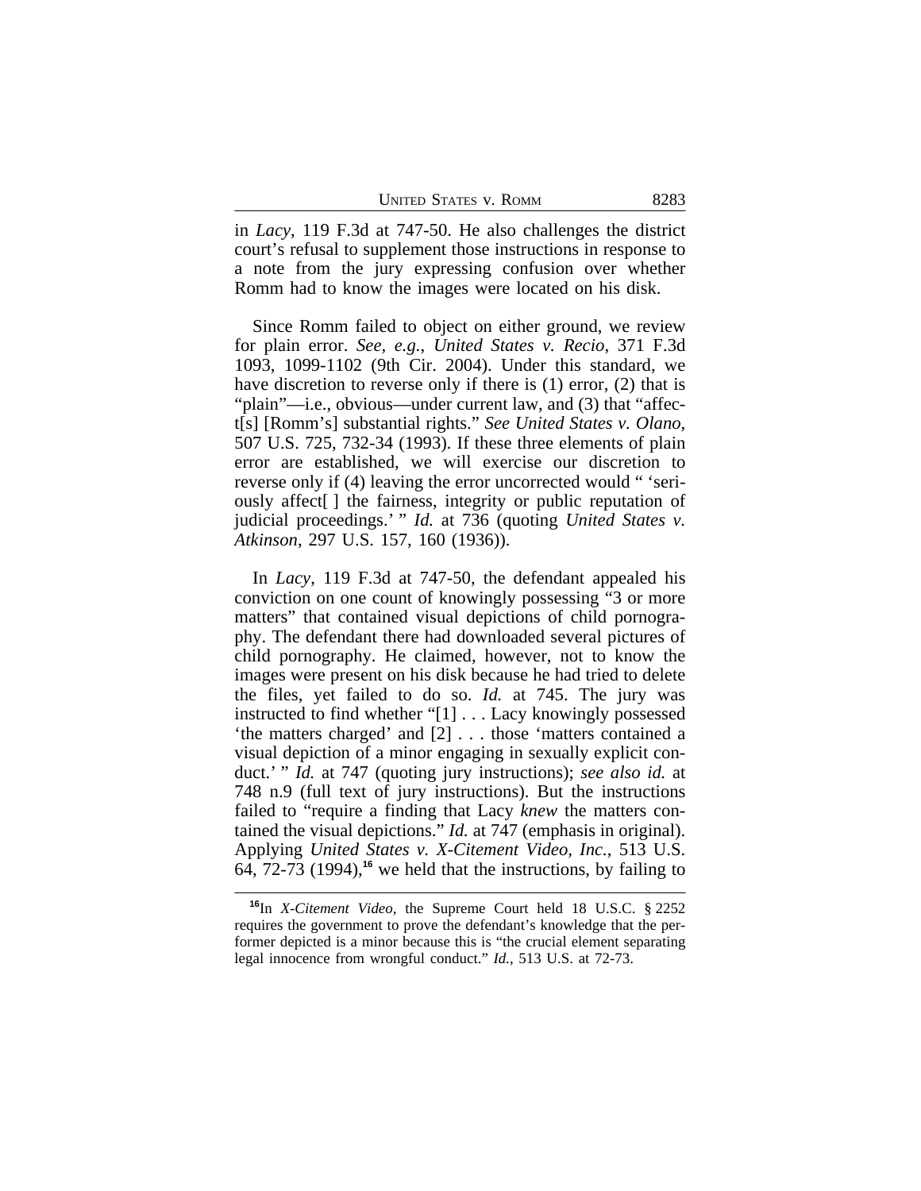in *Lacy*, 119 F.3d at 747-50. He also challenges the district court's refusal to supplement those instructions in response to a note from the jury expressing confusion over whether Romm had to know the images were located on his disk.

Since Romm failed to object on either ground, we review for plain error. *See, e.g.*, *United States v. Recio*, 371 F.3d 1093, 1099-1102 (9th Cir. 2004). Under this standard, we have discretion to reverse only if there is (1) error, (2) that is "plain"—i.e., obvious—under current law, and (3) that "affect[s] [Romm's] substantial rights." *See United States v. Olano*, 507 U.S. 725, 732-34 (1993). If these three elements of plain error are established, we will exercise our discretion to reverse only if (4) leaving the error uncorrected would " 'seriously affect[ ] the fairness, integrity or public reputation of judicial proceedings.' " *Id.* at 736 (quoting *United States v. Atkinson*, 297 U.S. 157, 160 (1936)).

In *Lacy*, 119 F.3d at 747-50, the defendant appealed his conviction on one count of knowingly possessing "3 or more matters" that contained visual depictions of child pornography. The defendant there had downloaded several pictures of child pornography. He claimed, however, not to know the images were present on his disk because he had tried to delete the files, yet failed to do so. *Id.* at 745. The jury was instructed to find whether "[1] . . . Lacy knowingly possessed 'the matters charged' and [2] . . . those 'matters contained a visual depiction of a minor engaging in sexually explicit conduct.' " *Id.* at 747 (quoting jury instructions); *see also id.* at 748 n.9 (full text of jury instructions). But the instructions failed to "require a finding that Lacy *knew* the matters contained the visual depictions." *Id.* at 747 (emphasis in original). Applying *United States v. X-Citement Video, Inc.*, 513 U.S. 64, 72-73 (1994),[16] we held that the instructions, by failing to

[16] In *X-Citement Video*, the Supreme Court held 18 U.S.C. § 2252 requires the government to prove the defendant's knowledge that the performer depicted is a minor because this is "the crucial element separating legal innocence from wrongful conduct." *Id.*, 513 U.S. at 72-73.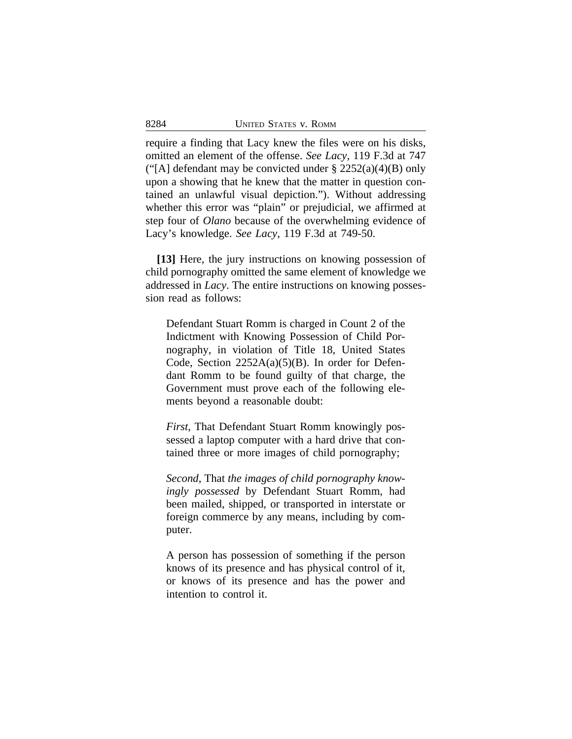require a finding that Lacy knew the files were on his disks, omitted an element of the offense. *See Lacy*, 119 F.3d at 747 ("[A] defendant may be convicted under § 2252(a)(4)(B) only upon a showing that he knew that the matter in question contained an unlawful visual depiction."). Without addressing whether this error was "plain" or prejudicial, we affirmed at step four of *Olano* because of the overwhelming evidence of Lacy's knowledge. *See Lacy*, 119 F.3d at 749-50.

**[13]** Here, the jury instructions on knowing possession of child pornography omitted the same element of knowledge we addressed in *Lacy*. The entire instructions on knowing possession read as follows:

> Defendant Stuart Romm is charged in Count 2 of the Indictment with Knowing Possession of Child Pornography, in violation of Title 18, United States Code, Section 2252A(a)(5)(B). In order for Defendant Romm to be found guilty of that charge, the Government must prove each of the following elements beyond a reasonable doubt:
>
> *First*, That Defendant Stuart Romm knowingly possessed a laptop computer with a hard drive that contained three or more images of child pornography;
>
> *Second*, That *the images of child pornography knowingly possessed* by Defendant Stuart Romm, had been mailed, shipped, or transported in interstate or foreign commerce by any means, including by computer.
>
> A person has possession of something if the person knows of its presence and has physical control of it, or knows of its presence and has the power and intention to control it.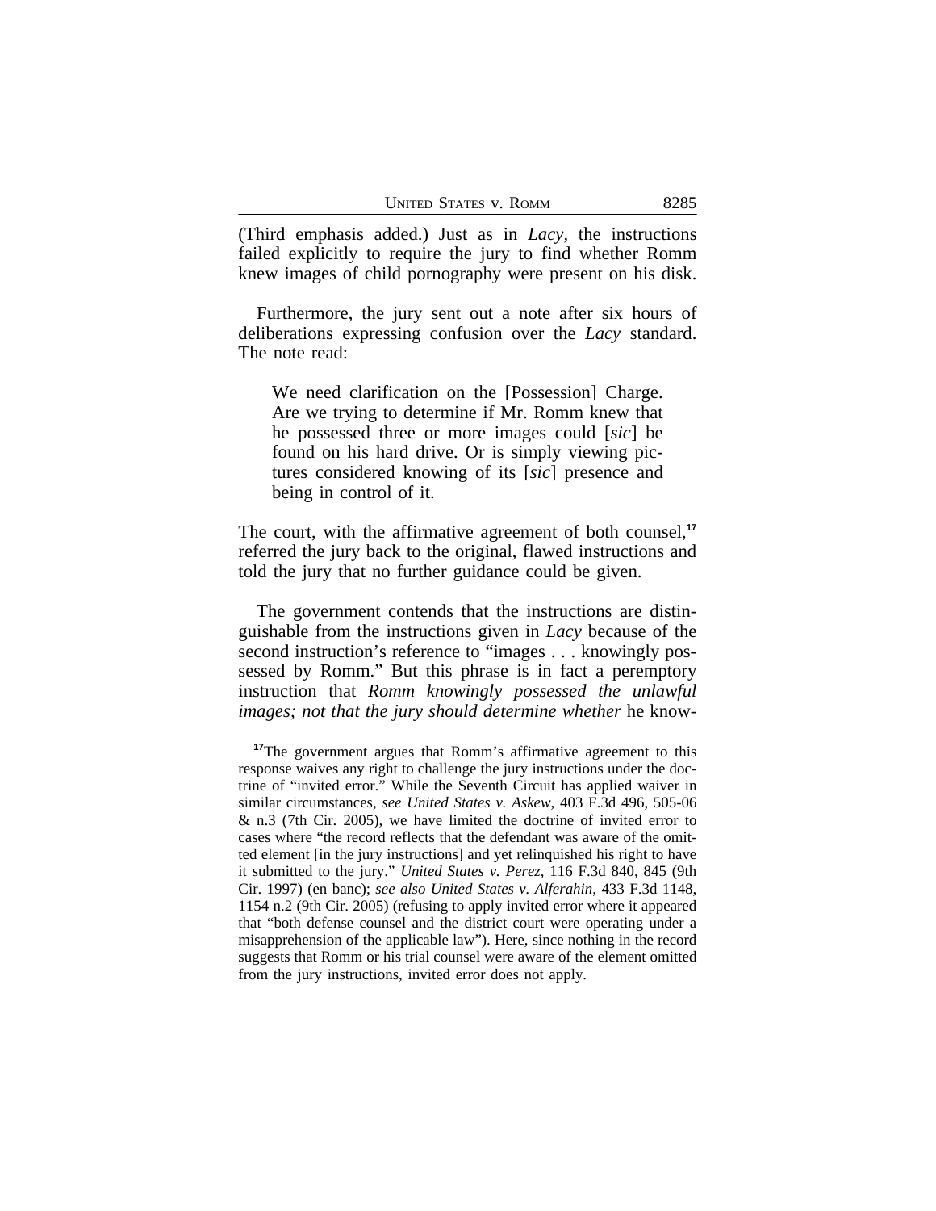(Third emphasis added.) Just as in *Lacy*, the instructions failed explicitly to require the jury to find whether Romm knew images of child pornography were present on his disk.

Furthermore, the jury sent out a note after six hours of deliberations expressing confusion over the *Lacy* standard. The note read:

> We need clarification on the [Possession] Charge. Are we trying to determine if Mr. Romm knew that he possessed three or more images could [*sic*] be found on his hard drive. Or is simply viewing pictures considered knowing of its [*sic*] presence and being in control of it.

The court, with the affirmative agreement of both counsel,[17] referred the jury back to the original, flawed instructions and told the jury that no further guidance could be given.

The government contends that the instructions are distinguishable from the instructions given in *Lacy* because of the second instruction's reference to "images . . . knowingly possessed by Romm." But this phrase is in fact a peremptory instruction that *Romm knowingly possessed the unlawful images; not that the jury should determine whether* he know-

[17]The government argues that Romm's affirmative agreement to this response waives any right to challenge the jury instructions under the doctrine of "invited error." While the Seventh Circuit has applied waiver in similar circumstances, *see United States v. Askew*, 403 F.3d 496, 505-06 & n.3 (7th Cir. 2005), we have limited the doctrine of invited error to cases where "the record reflects that the defendant was aware of the omitted element [in the jury instructions] and yet relinquished his right to have it submitted to the jury." *United States v. Perez*, 116 F.3d 840, 845 (9th Cir. 1997) (en banc); *see also United States v. Alferahin*, 433 F.3d 1148, 1154 n.2 (9th Cir. 2005) (refusing to apply invited error where it appeared that "both defense counsel and the district court were operating under a misapprehension of the applicable law"). Here, since nothing in the record suggests that Romm or his trial counsel were aware of the element omitted from the jury instructions, invited error does not apply.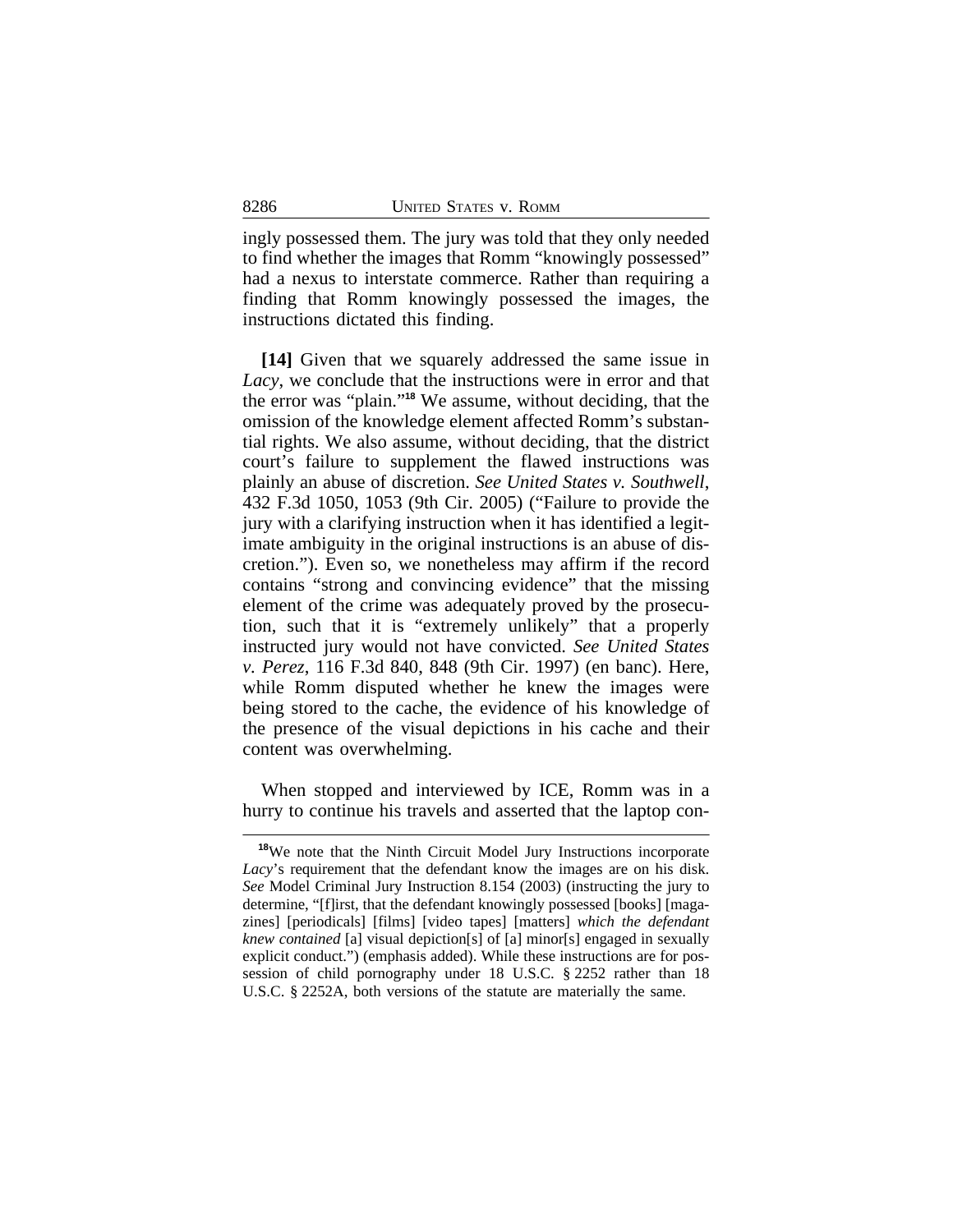ingly possessed them. The jury was told that they only needed to find whether the images that Romm "knowingly possessed" had a nexus to interstate commerce. Rather than requiring a finding that Romm knowingly possessed the images, the instructions dictated this finding.

**[14]** Given that we squarely addressed the same issue in *Lacy*, we conclude that the instructions were in error and that the error was "plain."[18] We assume, without deciding, that the omission of the knowledge element affected Romm's substantial rights. We also assume, without deciding, that the district court's failure to supplement the flawed instructions was plainly an abuse of discretion. *See United States v. Southwell*, 432 F.3d 1050, 1053 (9th Cir. 2005) ("Failure to provide the jury with a clarifying instruction when it has identified a legitimate ambiguity in the original instructions is an abuse of discretion."). Even so, we nonetheless may affirm if the record contains "strong and convincing evidence" that the missing element of the crime was adequately proved by the prosecution, such that it is "extremely unlikely" that a properly instructed jury would not have convicted. *See United States v. Perez*, 116 F.3d 840, 848 (9th Cir. 1997) (en banc). Here, while Romm disputed whether he knew the images were being stored to the cache, the evidence of his knowledge of the presence of the visual depictions in his cache and their content was overwhelming.

When stopped and interviewed by ICE, Romm was in a hurry to continue his travels and asserted that the laptop con-

---

[18]We note that the Ninth Circuit Model Jury Instructions incorporate *Lacy*'s requirement that the defendant know the images are on his disk. *See* Model Criminal Jury Instruction 8.154 (2003) (instructing the jury to determine, "[f]irst, that the defendant knowingly possessed [books] [magazines] [periodicals] [films] [video tapes] [matters] *which the defendant knew contained* [a] visual depiction[s] of [a] minor[s] engaged in sexually explicit conduct.") (emphasis added). While these instructions are for possession of child pornography under 18 U.S.C. § 2252 rather than 18 U.S.C. § 2252A, both versions of the statute are materially the same.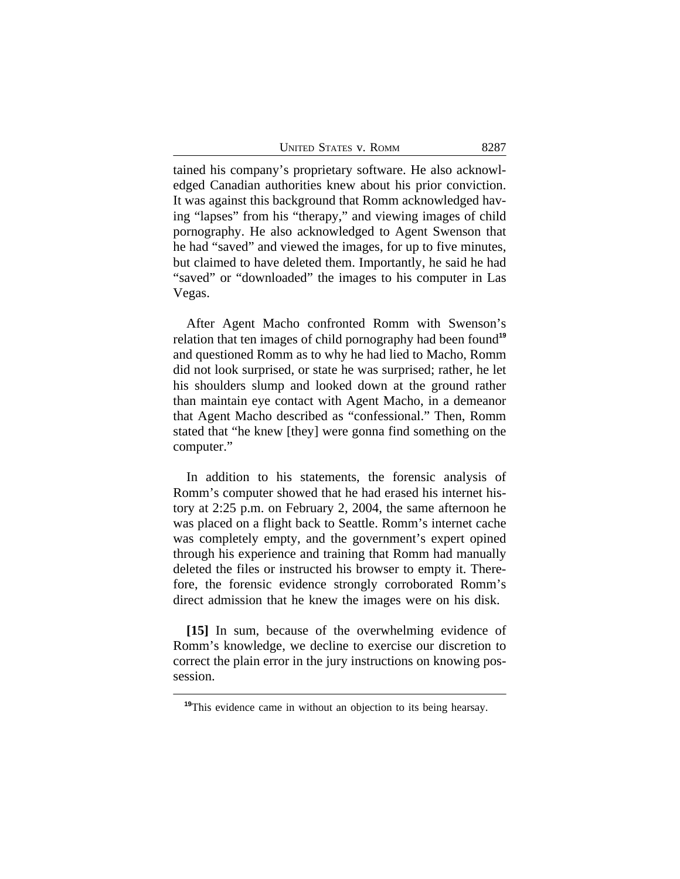tained his company's proprietary software. He also acknowledged Canadian authorities knew about his prior conviction. It was against this background that Romm acknowledged having "lapses" from his "therapy," and viewing images of child pornography. He also acknowledged to Agent Swenson that he had "saved" and viewed the images, for up to five minutes, but claimed to have deleted them. Importantly, he said he had "saved" or "downloaded" the images to his computer in Las Vegas.

After Agent Macho confronted Romm with Swenson's relation that ten images of child pornography had been found[19] and questioned Romm as to why he had lied to Macho, Romm did not look surprised, or state he was surprised; rather, he let his shoulders slump and looked down at the ground rather than maintain eye contact with Agent Macho, in a demeanor that Agent Macho described as "confessional." Then, Romm stated that "he knew [they] were gonna find something on the computer."

In addition to his statements, the forensic analysis of Romm's computer showed that he had erased his internet history at 2:25 p.m. on February 2, 2004, the same afternoon he was placed on a flight back to Seattle. Romm's internet cache was completely empty, and the government's expert opined through his experience and training that Romm had manually deleted the files or instructed his browser to empty it. Therefore, the forensic evidence strongly corroborated Romm's direct admission that he knew the images were on his disk.

**[15]** In sum, because of the overwhelming evidence of Romm's knowledge, we decline to exercise our discretion to correct the plain error in the jury instructions on knowing possession.

---

[19]This evidence came in without an objection to its being hearsay.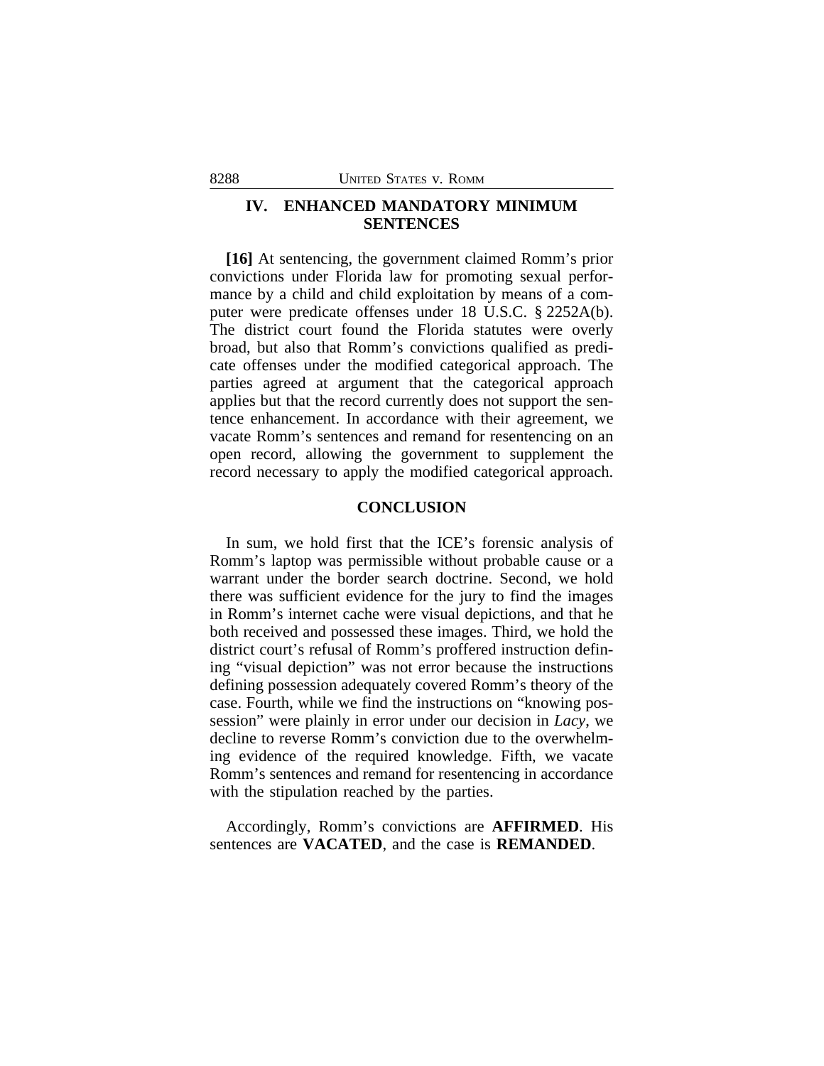## IV. ENHANCED MANDATORY MINIMUM SENTENCES

**[16]** At sentencing, the government claimed Romm's prior convictions under Florida law for promoting sexual performance by a child and child exploitation by means of a computer were predicate offenses under 18 U.S.C. § 2252A(b). The district court found the Florida statutes were overly broad, but also that Romm's convictions qualified as predicate offenses under the modified categorical approach. The parties agreed at argument that the categorical approach applies but that the record currently does not support the sentence enhancement. In accordance with their agreement, we vacate Romm's sentences and remand for resentencing on an open record, allowing the government to supplement the record necessary to apply the modified categorical approach.

## CONCLUSION

In sum, we hold first that the ICE's forensic analysis of Romm's laptop was permissible without probable cause or a warrant under the border search doctrine. Second, we hold there was sufficient evidence for the jury to find the images in Romm's internet cache were visual depictions, and that he both received and possessed these images. Third, we hold the district court's refusal of Romm's proffered instruction defining "visual depiction" was not error because the instructions defining possession adequately covered Romm's theory of the case. Fourth, while we find the instructions on "knowing possession" were plainly in error under our decision in *Lacy*, we decline to reverse Romm's conviction due to the overwhelming evidence of the required knowledge. Fifth, we vacate Romm's sentences and remand for resentencing in accordance with the stipulation reached by the parties.

Accordingly, Romm's convictions are **AFFIRMED**. His sentences are **VACATED**, and the case is **REMANDED**.